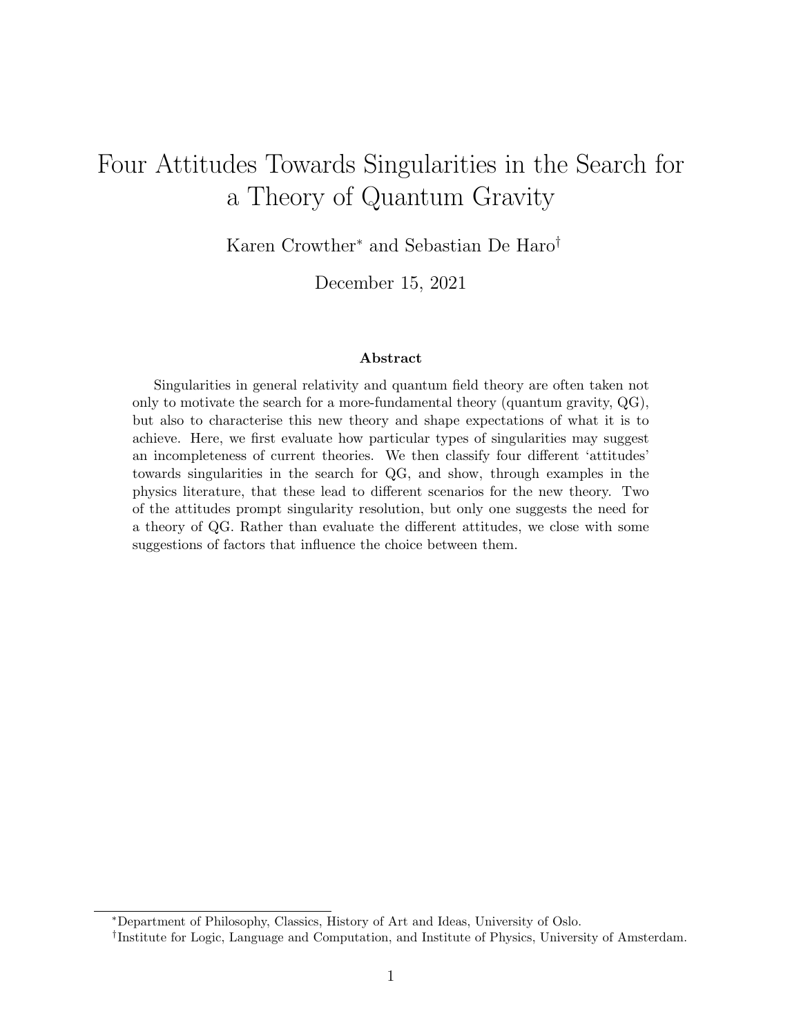# Four Attitudes Towards Singularities in the Search for a Theory of Quantum Gravity

Karen Crowther[*] and Sebastian De Haro[†]

December 15, 2021

### Abstract

Singularities in general relativity and quantum field theory are often taken not only to motivate the search for a more-fundamental theory (quantum gravity, QG), but also to characterise this new theory and shape expectations of what it is to achieve. Here, we first evaluate how particular types of singularities may suggest an incompleteness of current theories. We then classify four different 'attitudes' towards singularities in the search for QG, and show, through examples in the physics literature, that these lead to different scenarios for the new theory. Two of the attitudes prompt singularity resolution, but only one suggests the need for a theory of QG. Rather than evaluate the different attitudes, we close with some suggestions of factors that influence the choice between them.

---

[*] Department of Philosophy, Classics, History of Art and Ideas, University of Oslo.

[†] Institute for Logic, Language and Computation, and Institute of Physics, University of Amsterdam.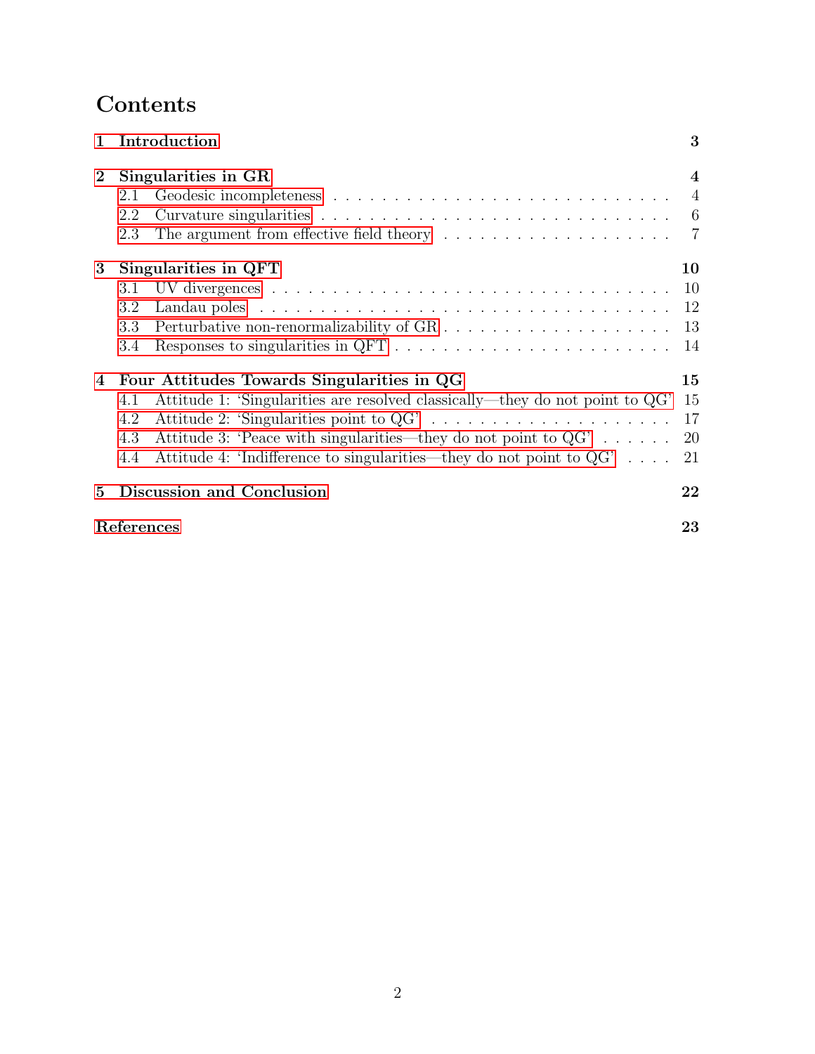# Contents

**1 Introduction** — 3

**2 Singularities in GR** — 4

- 2.1 Geodesic incompleteness — 4
- 2.2 Curvature singularities — 6
- 2.3 The argument from effective field theory — 7

**3 Singularities in QFT** — 10

- 3.1 UV divergences — 10
- 3.2 Landau poles — 12
- 3.3 Perturbative non-renormalizability of GR — 13
- 3.4 Responses to singularities in QFT — 14

**4 Four Attitudes Towards Singularities in QG** — 15

- 4.1 Attitude 1: 'Singularities are resolved classically—they do not point to QG' — 15
- 4.2 Attitude 2: 'Singularities point to QG' — 17
- 4.3 Attitude 3: 'Peace with singularities—they do not point to QG' — 20
- 4.4 Attitude 4: 'Indifference to singularities—they do not point to QG' — 21

**5 Discussion and Conclusion** — 22

**References** — 23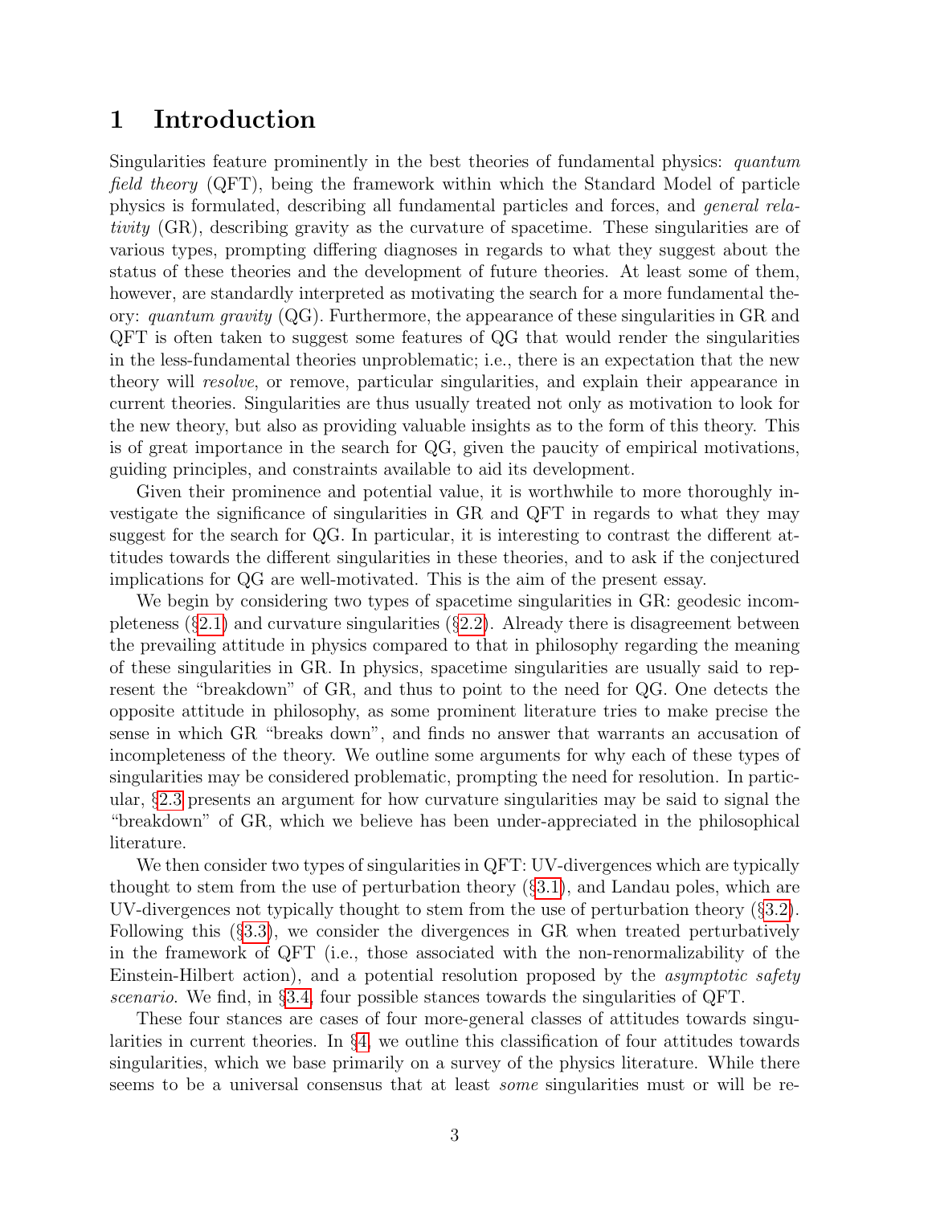# 1 Introduction

Singularities feature prominently in the best theories of fundamental physics: *quantum field theory* (QFT), being the framework within which the Standard Model of particle physics is formulated, describing all fundamental particles and forces, and *general relativity* (GR), describing gravity as the curvature of spacetime. These singularities are of various types, prompting differing diagnoses in regards to what they suggest about the status of these theories and the development of future theories. At least some of them, however, are standardly interpreted as motivating the search for a more fundamental theory: *quantum gravity* (QG). Furthermore, the appearance of these singularities in GR and QFT is often taken to suggest some features of QG that would render the singularities in the less-fundamental theories unproblematic; i.e., there is an expectation that the new theory will *resolve*, or remove, particular singularities, and explain their appearance in current theories. Singularities are thus usually treated not only as motivation to look for the new theory, but also as providing valuable insights as to the form of this theory. This is of great importance in the search for QG, given the paucity of empirical motivations, guiding principles, and constraints available to aid its development.

Given their prominence and potential value, it is worthwhile to more thoroughly investigate the significance of singularities in GR and QFT in regards to what they may suggest for the search for QG. In particular, it is interesting to contrast the different attitudes towards the different singularities in these theories, and to ask if the conjectured implications for QG are well-motivated. This is the aim of the present essay.

We begin by considering two types of spacetime singularities in GR: geodesic incompleteness (§2.1) and curvature singularities (§2.2). Already there is disagreement between the prevailing attitude in physics compared to that in philosophy regarding the meaning of these singularities in GR. In physics, spacetime singularities are usually said to represent the "breakdown" of GR, and thus to point to the need for QG. One detects the opposite attitude in philosophy, as some prominent literature tries to make precise the sense in which GR "breaks down", and finds no answer that warrants an accusation of incompleteness of the theory. We outline some arguments for why each of these types of singularities may be considered problematic, prompting the need for resolution. In particular, §2.3 presents an argument for how curvature singularities may be said to signal the "breakdown" of GR, which we believe has been under-appreciated in the philosophical literature.

We then consider two types of singularities in QFT: UV-divergences which are typically thought to stem from the use of perturbation theory (§3.1), and Landau poles, which are UV-divergences not typically thought to stem from the use of perturbation theory (§3.2). Following this (§3.3), we consider the divergences in GR when treated perturbatively in the framework of QFT (i.e., those associated with the non-renormalizability of the Einstein-Hilbert action), and a potential resolution proposed by the *asymptotic safety scenario*. We find, in §3.4, four possible stances towards the singularities of QFT.

These four stances are cases of four more-general classes of attitudes towards singularities in current theories. In §4, we outline this classification of four attitudes towards singularities, which we base primarily on a survey of the physics literature. While there seems to be a universal consensus that at least *some* singularities must or will be re-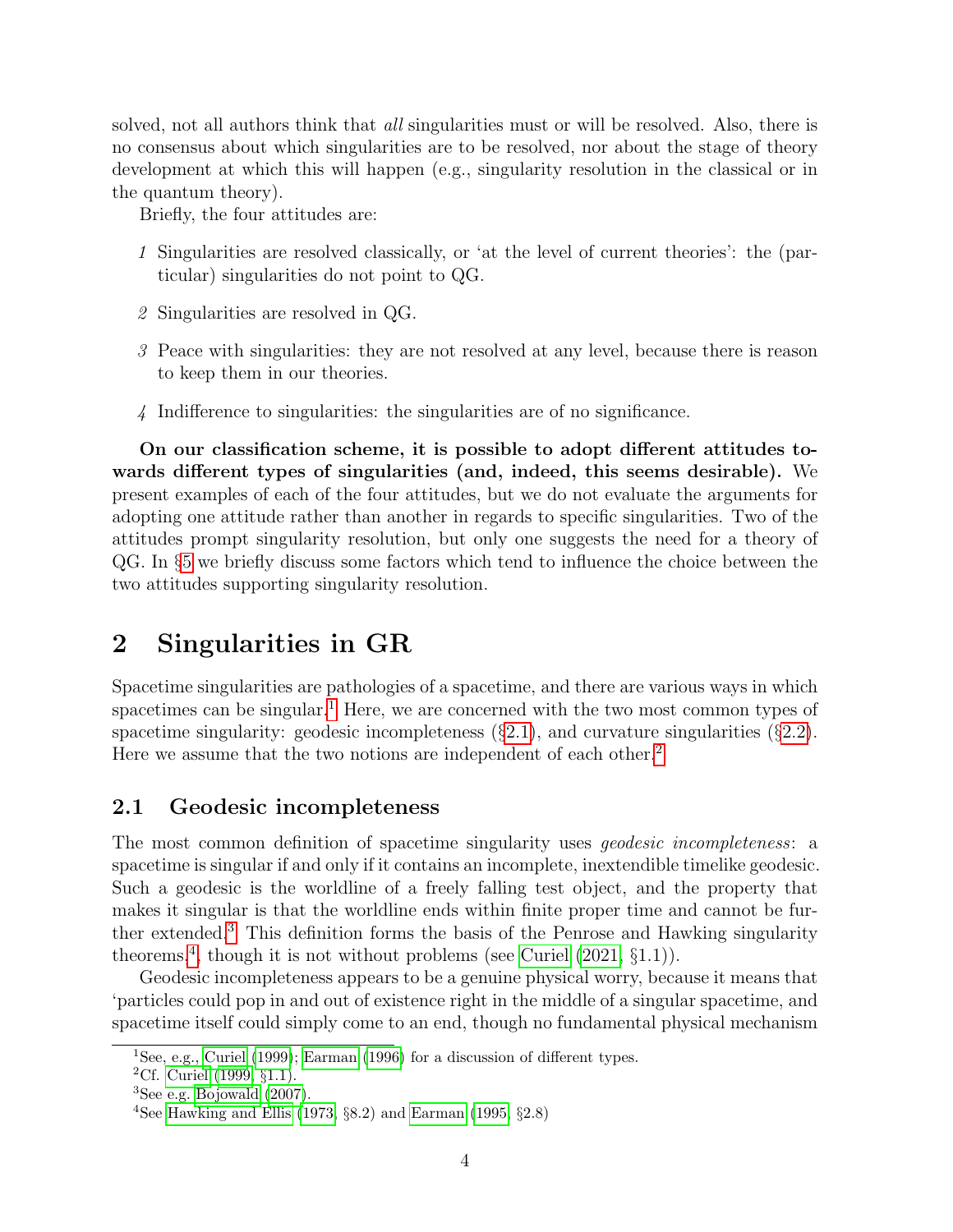solved, not all authors think that *all* singularities must or will be resolved. Also, there is no consensus about which singularities are to be resolved, nor about the stage of theory development at which this will happen (e.g., singularity resolution in the classical or in the quantum theory).

Briefly, the four attitudes are:

*1* Singularities are resolved classically, or 'at the level of current theories': the (particular) singularities do not point to QG.

*2* Singularities are resolved in QG.

*3* Peace with singularities: they are not resolved at any level, because there is reason to keep them in our theories.

*4* Indifference to singularities: the singularities are of no significance.

**On our classification scheme, it is possible to adopt different attitudes towards different types of singularities (and, indeed, this seems desirable).** We present examples of each of the four attitudes, but we do not evaluate the arguments for adopting one attitude rather than another in regards to specific singularities. Two of the attitudes prompt singularity resolution, but only one suggests the need for a theory of QG. In §5 we briefly discuss some factors which tend to influence the choice between the two attitudes supporting singularity resolution.

# 2 Singularities in GR

Spacetime singularities are pathologies of a spacetime, and there are various ways in which spacetimes can be singular.[1] Here, we are concerned with the two most common types of spacetime singularity: geodesic incompleteness (§2.1), and curvature singularities (§2.2). Here we assume that the two notions are independent of each other.[2]

## 2.1 Geodesic incompleteness

The most common definition of spacetime singularity uses *geodesic incompleteness*: a spacetime is singular if and only if it contains an incomplete, inextendible timelike geodesic. Such a geodesic is the worldline of a freely falling test object, and the property that makes it singular is that the worldline ends within finite proper time and cannot be further extended.[3] This definition forms the basis of the Penrose and Hawking singularity theorems.[4], though it is not without problems (see Curiel (2021, §1.1)).

Geodesic incompleteness appears to be a genuine physical worry, because it means that 'particles could pop in and out of existence right in the middle of a singular spacetime, and spacetime itself could simply come to an end, though no fundamental physical mechanism

---

[1] See, e.g., Curiel (1999); Earman (1996) for a discussion of different types.

[2] Cf. Curiel (1999, §1.1).

[3] See e.g. Bojowald (2007).

[4] See Hawking and Ellis (1973, §8.2) and Earman (1995, §2.8)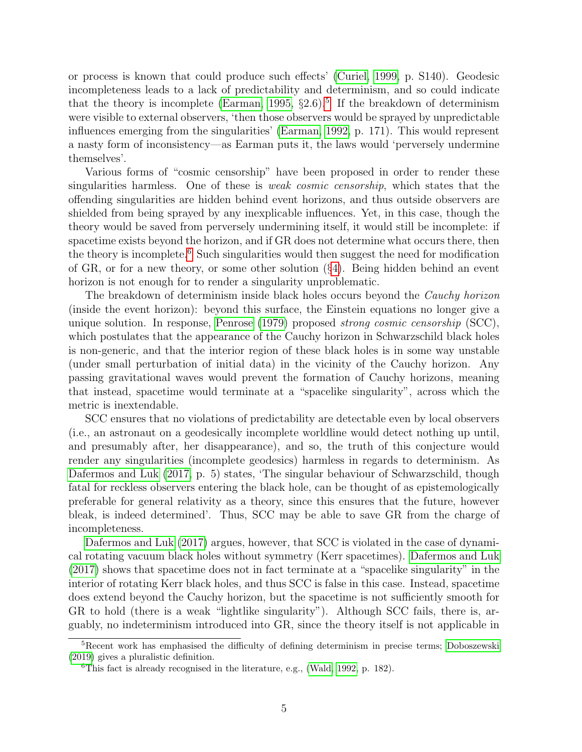or process is known that could produce such effects' (Curiel, 1999, p. S140). Geodesic incompleteness leads to a lack of predictability and determinism, and so could indicate that the theory is incomplete (Earman, 1995, §2.6).[5] If the breakdown of determinism were visible to external observers, 'then those observers would be sprayed by unpredictable influences emerging from the singularities' (Earman, 1992, p. 171). This would represent a nasty form of inconsistency—as Earman puts it, the laws would 'perversely undermine themselves'.

Various forms of "cosmic censorship" have been proposed in order to render these singularities harmless. One of these is *weak cosmic censorship*, which states that the offending singularities are hidden behind event horizons, and thus outside observers are shielded from being sprayed by any inexplicable influences. Yet, in this case, though the theory would be saved from perversely undermining itself, it would still be incomplete: if spacetime exists beyond the horizon, and if GR does not determine what occurs there, then the theory is incomplete.[6] Such singularities would then suggest the need for modification of GR, or for a new theory, or some other solution (§4). Being hidden behind an event horizon is not enough for to render a singularity unproblematic.

The breakdown of determinism inside black holes occurs beyond the *Cauchy horizon* (inside the event horizon): beyond this surface, the Einstein equations no longer give a unique solution. In response, Penrose (1979) proposed *strong cosmic censorship* (SCC), which postulates that the appearance of the Cauchy horizon in Schwarzschild black holes is non-generic, and that the interior region of these black holes is in some way unstable (under small perturbation of initial data) in the vicinity of the Cauchy horizon. Any passing gravitational waves would prevent the formation of Cauchy horizons, meaning that instead, spacetime would terminate at a "spacelike singularity", across which the metric is inextendable.

SCC ensures that no violations of predictability are detectable even by local observers (i.e., an astronaut on a geodesically incomplete worldline would detect nothing up until, and presumably after, her disappearance), and so, the truth of this conjecture would render any singularities (incomplete geodesics) harmless in regards to determinism. As Dafermos and Luk (2017, p. 5) states, 'The singular behaviour of Schwarzschild, though fatal for reckless observers entering the black hole, can be thought of as epistemologically preferable for general relativity as a theory, since this ensures that the future, however bleak, is indeed determined'. Thus, SCC may be able to save GR from the charge of incompleteness.

Dafermos and Luk (2017) argues, however, that SCC is violated in the case of dynamical rotating vacuum black holes without symmetry (Kerr spacetimes). Dafermos and Luk (2017) shows that spacetime does not in fact terminate at a "spacelike singularity" in the interior of rotating Kerr black holes, and thus SCC is false in this case. Instead, spacetime does extend beyond the Cauchy horizon, but the spacetime is not sufficiently smooth for GR to hold (there is a weak "lightlike singularity"). Although SCC fails, there is, arguably, no indeterminism introduced into GR, since the theory itself is not applicable in

[5] Recent work has emphasised the difficulty of defining determinism in precise terms; Doboszewski (2019) gives a pluralistic definition.

[6] This fact is already recognised in the literature, e.g., (Wald, 1992, p. 182).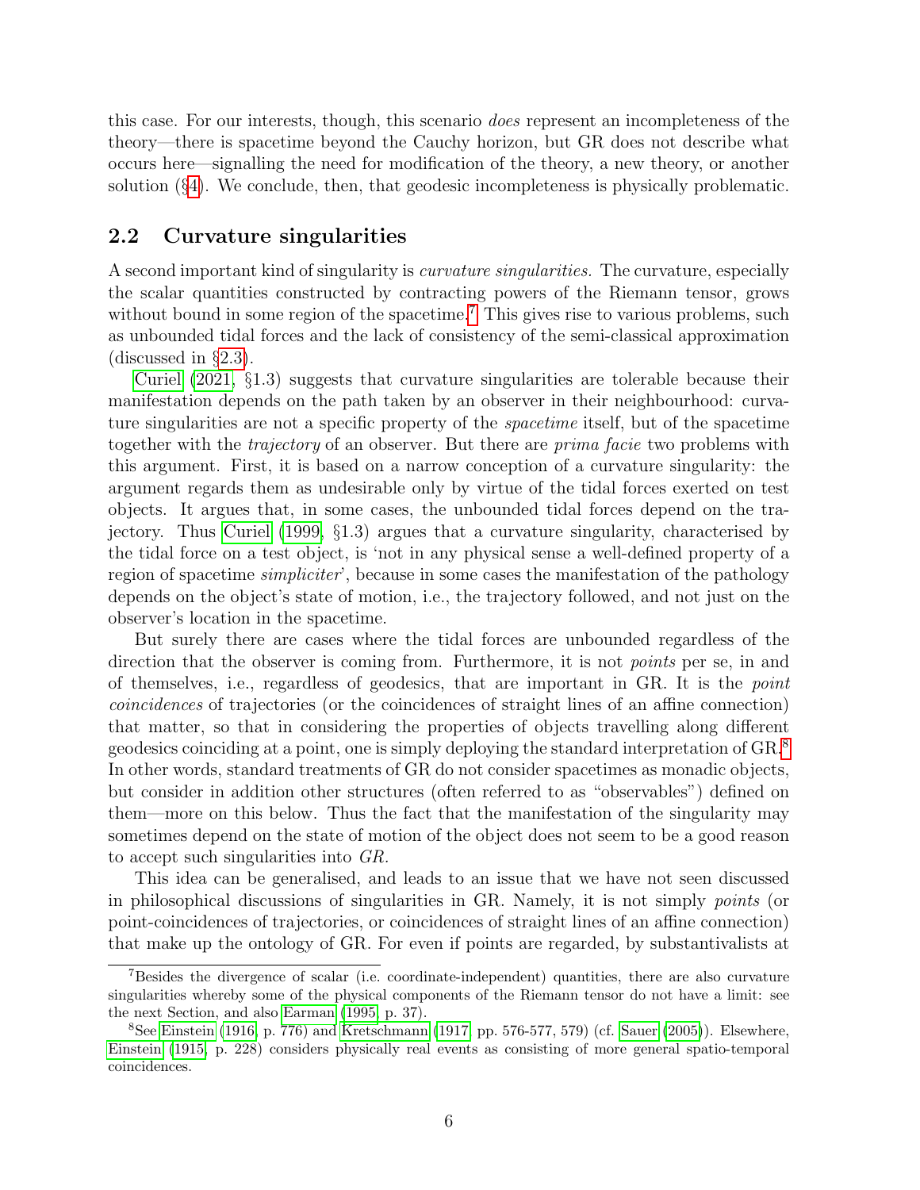this case. For our interests, though, this scenario *does* represent an incompleteness of the theory—there is spacetime beyond the Cauchy horizon, but GR does not describe what occurs here—signalling the need for modification of the theory, a new theory, or another solution (§4). We conclude, then, that geodesic incompleteness is physically problematic.

## 2.2 Curvature singularities

A second important kind of singularity is *curvature singularities.* The curvature, especially the scalar quantities constructed by contracting powers of the Riemann tensor, grows without bound in some region of the spacetime.[7] This gives rise to various problems, such as unbounded tidal forces and the lack of consistency of the semi-classical approximation (discussed in §2.3).

Curiel (2021, §1.3) suggests that curvature singularities are tolerable because their manifestation depends on the path taken by an observer in their neighbourhood: curvature singularities are not a specific property of the *spacetime* itself, but of the spacetime together with the *trajectory* of an observer. But there are *prima facie* two problems with this argument. First, it is based on a narrow conception of a curvature singularity: the argument regards them as undesirable only by virtue of the tidal forces exerted on test objects. It argues that, in some cases, the unbounded tidal forces depend on the trajectory. Thus Curiel (1999, §1.3) argues that a curvature singularity, characterised by the tidal force on a test object, is 'not in any physical sense a well-defined property of a region of spacetime *simpliciter*', because in some cases the manifestation of the pathology depends on the object's state of motion, i.e., the trajectory followed, and not just on the observer's location in the spacetime.

But surely there are cases where the tidal forces are unbounded regardless of the direction that the observer is coming from. Furthermore, it is not *points* per se, in and of themselves, i.e., regardless of geodesics, that are important in GR. It is the *point coincidences* of trajectories (or the coincidences of straight lines of an affine connection) that matter, so that in considering the properties of objects travelling along different geodesics coinciding at a point, one is simply deploying the standard interpretation of GR.[8] In other words, standard treatments of GR do not consider spacetimes as monadic objects, but consider in addition other structures (often referred to as "observables") defined on them—more on this below. Thus the fact that the manifestation of the singularity may sometimes depend on the state of motion of the object does not seem to be a good reason to accept such singularities into *GR*.

This idea can be generalised, and leads to an issue that we have not seen discussed in philosophical discussions of singularities in GR. Namely, it is not simply *points* (or point-coincidences of trajectories, or coincidences of straight lines of an affine connection) that make up the ontology of GR. For even if points are regarded, by substantivalists at

---

[7] Besides the divergence of scalar (i.e. coordinate-independent) quantities, there are also curvature singularities whereby some of the physical components of the Riemann tensor do not have a limit: see the next Section, and also Earman (1995, p. 37).

[8] See Einstein (1916, p. 776) and Kretschmann (1917, pp. 576-577, 579) (cf. Sauer (2005)). Elsewhere, Einstein (1915, p. 228) considers physically real events as consisting of more general spatio-temporal coincidences.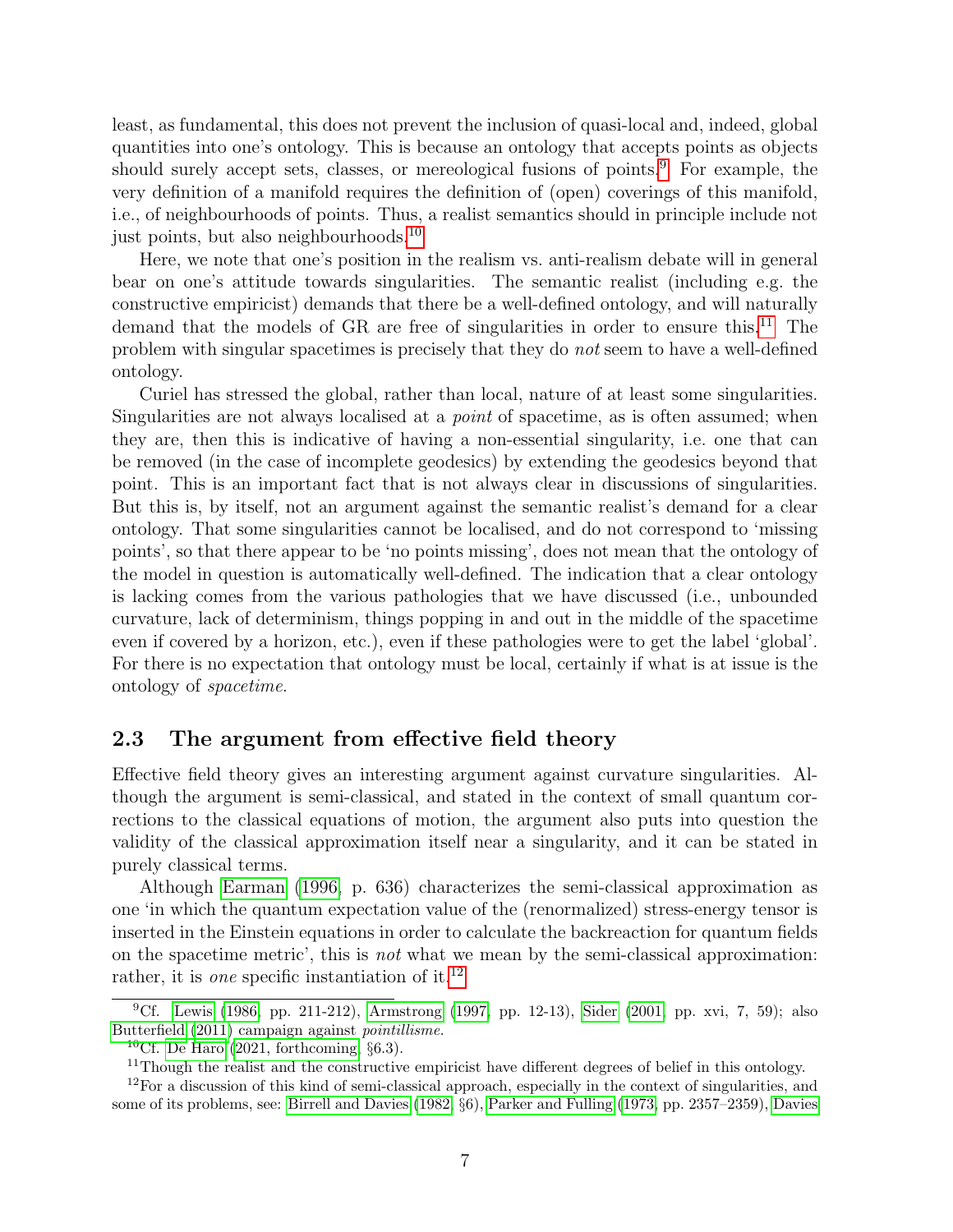least, as fundamental, this does not prevent the inclusion of quasi-local and, indeed, global quantities into one's ontology. This is because an ontology that accepts points as objects should surely accept sets, classes, or mereological fusions of points.[9] For example, the very definition of a manifold requires the definition of (open) coverings of this manifold, i.e., of neighbourhoods of points. Thus, a realist semantics should in principle include not just points, but also neighbourhoods.[10]

Here, we note that one's position in the realism vs. anti-realism debate will in general bear on one's attitude towards singularities. The semantic realist (including e.g. the constructive empiricist) demands that there be a well-defined ontology, and will naturally demand that the models of GR are free of singularities in order to ensure this.[11] The problem with singular spacetimes is precisely that they do *not* seem to have a well-defined ontology.

Curiel has stressed the global, rather than local, nature of at least some singularities. Singularities are not always localised at a *point* of spacetime, as is often assumed; when they are, then this is indicative of having a non-essential singularity, i.e. one that can be removed (in the case of incomplete geodesics) by extending the geodesics beyond that point. This is an important fact that is not always clear in discussions of singularities. But this is, by itself, not an argument against the semantic realist's demand for a clear ontology. That some singularities cannot be localised, and do not correspond to 'missing points', so that there appear to be 'no points missing', does not mean that the ontology of the model in question is automatically well-defined. The indication that a clear ontology is lacking comes from the various pathologies that we have discussed (i.e., unbounded curvature, lack of determinism, things popping in and out in the middle of the spacetime even if covered by a horizon, etc.), even if these pathologies were to get the label 'global'. For there is no expectation that ontology must be local, certainly if what is at issue is the ontology of *spacetime*.

### 2.3 The argument from effective field theory

Effective field theory gives an interesting argument against curvature singularities. Although the argument is semi-classical, and stated in the context of small quantum corrections to the classical equations of motion, the argument also puts into question the validity of the classical approximation itself near a singularity, and it can be stated in purely classical terms.

Although Earman (1996, p. 636) characterizes the semi-classical approximation as one 'in which the quantum expectation value of the (renormalized) stress-energy tensor is inserted in the Einstein equations in order to calculate the backreaction for quantum fields on the spacetime metric', this is *not* what we mean by the semi-classical approximation: rather, it is *one* specific instantiation of it.[12]

---

[9] Cf. Lewis (1986, pp. 211-212), Armstrong (1997, pp. 12-13), Sider (2001, pp. xvi, 7, 59); also Butterfield (2011) campaign against *pointillisme*.

[10] Cf. De Haro (2021, forthcoming, §6.3).

[11] Though the realist and the constructive empiricist have different degrees of belief in this ontology.

[12] For a discussion of this kind of semi-classical approach, especially in the context of singularities, and some of its problems, see: Birrell and Davies (1982, §6), Parker and Fulling (1973, pp. 2357–2359), Davies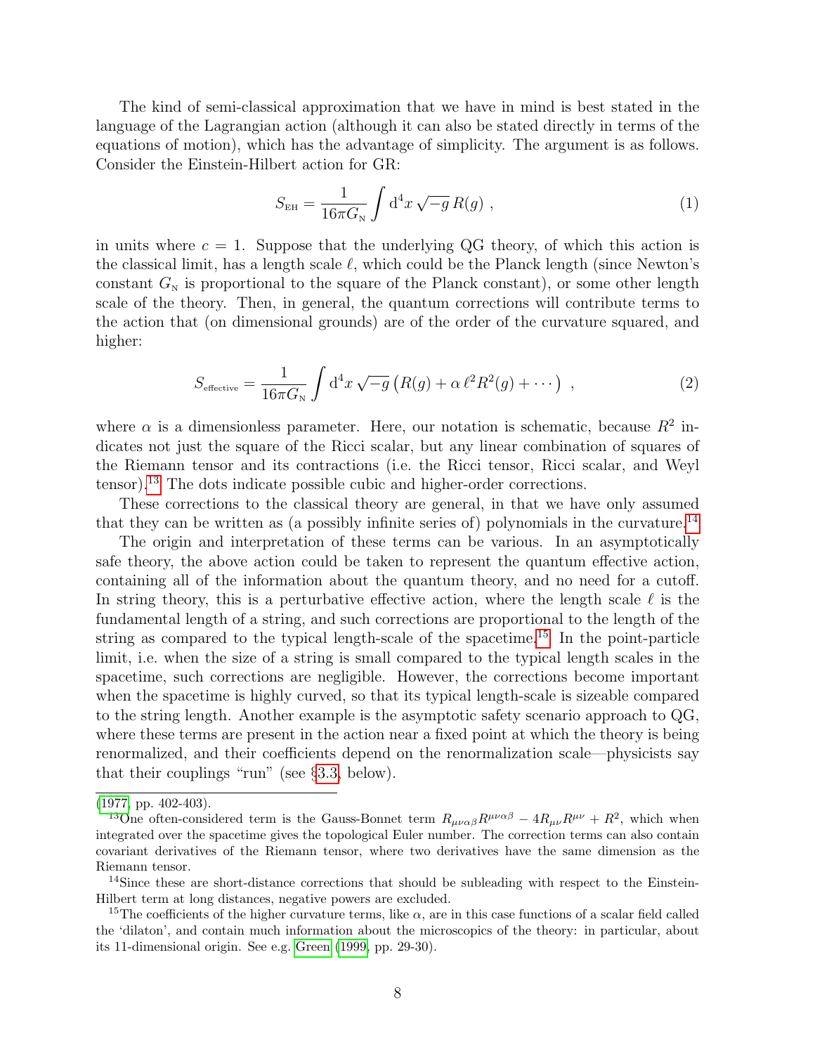The kind of semi-classical approximation that we have in mind is best stated in the language of the Lagrangian action (although it can also be stated directly in terms of the equations of motion), which has the advantage of simplicity. The argument is as follows. Consider the Einstein-Hilbert action for GR:

$$S_{\text{EH}} = \frac{1}{16\pi G_{\text{N}}} \int \mathrm{d}^4x \, \sqrt{-g} \, R(g) \ , \tag{1}$$

in units where $c = 1$. Suppose that the underlying QG theory, of which this action is the classical limit, has a length scale $\ell$, which could be the Planck length (since Newton's constant $G_{\text{N}}$ is proportional to the square of the Planck constant), or some other length scale of the theory. Then, in general, the quantum corrections will contribute terms to the action that (on dimensional grounds) are of the order of the curvature squared, and higher:

$$S_{\text{effective}} = \frac{1}{16\pi G_{\text{N}}} \int \mathrm{d}^4x \, \sqrt{-g} \left( R(g) + \alpha \, \ell^2 R^2(g) + \cdots \right) \ , \tag{2}$$

where $\alpha$ is a dimensionless parameter. Here, our notation is schematic, because $R^2$ indicates not just the square of the Ricci scalar, but any linear combination of squares of the Riemann tensor and its contractions (i.e. the Ricci tensor, Ricci scalar, and Weyl tensor).[13] The dots indicate possible cubic and higher-order corrections.

These corrections to the classical theory are general, in that we have only assumed that they can be written as (a possibly infinite series of) polynomials in the curvature.[14]

The origin and interpretation of these terms can be various. In an asymptotically safe theory, the above action could be taken to represent the quantum effective action, containing all of the information about the quantum theory, and no need for a cutoff. In string theory, this is a perturbative effective action, where the length scale $\ell$ is the fundamental length of a string, and such corrections are proportional to the length of the string as compared to the typical length-scale of the spacetime.[15] In the point-particle limit, i.e. when the size of a string is small compared to the typical length scales in the spacetime, such corrections are negligible. However, the corrections become important when the spacetime is highly curved, so that its typical length-scale is sizeable compared to the string length. Another example is the asymptotic safety scenario approach to QG, where these terms are present in the action near a fixed point at which the theory is being renormalized, and their coefficients depend on the renormalization scale—physicists say that their couplings "run" (see §3.3, below).

---

(1977, pp. 402-403).

[13] One often-considered term is the Gauss-Bonnet term $R_{\mu\nu\alpha\beta}R^{\mu\nu\alpha\beta} - 4R_{\mu\nu}R^{\mu\nu} + R^2$, which when integrated over the spacetime gives the topological Euler number. The correction terms can also contain covariant derivatives of the Riemann tensor, where two derivatives have the same dimension as the Riemann tensor.

[14] Since these are short-distance corrections that should be subleading with respect to the Einstein-Hilbert term at long distances, negative powers are excluded.

[15] The coefficients of the higher curvature terms, like $\alpha$, are in this case functions of a scalar field called the 'dilaton', and contain much information about the microscopics of the theory: in particular, about its 11-dimensional origin. See e.g. Green (1999, pp. 29-30).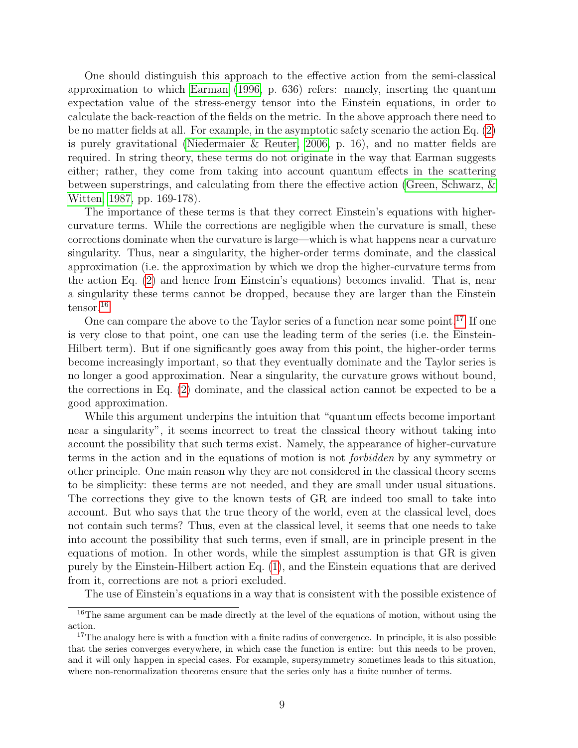One should distinguish this approach to the effective action from the semi-classical approximation to which Earman (1996, p. 636) refers: namely, inserting the quantum expectation value of the stress-energy tensor into the Einstein equations, in order to calculate the back-reaction of the fields on the metric. In the above approach there need to be no matter fields at all. For example, in the asymptotic safety scenario the action Eq. (2) is purely gravitational (Niedermaier & Reuter, 2006, p. 16), and no matter fields are required. In string theory, these terms do not originate in the way that Earman suggests either; rather, they come from taking into account quantum effects in the scattering between superstrings, and calculating from there the effective action (Green, Schwarz, & Witten, 1987, pp. 169-178).

The importance of these terms is that they correct Einstein's equations with higher-curvature terms. While the corrections are negligible when the curvature is small, these corrections dominate when the curvature is large—which is what happens near a curvature singularity. Thus, near a singularity, the higher-order terms dominate, and the classical approximation (i.e. the approximation by which we drop the higher-curvature terms from the action Eq. (2) and hence from Einstein's equations) becomes invalid. That is, near a singularity these terms cannot be dropped, because they are larger than the Einstein tensor.[16]

One can compare the above to the Taylor series of a function near some point.[17] If one is very close to that point, one can use the leading term of the series (i.e. the Einstein-Hilbert term). But if one significantly goes away from this point, the higher-order terms become increasingly important, so that they eventually dominate and the Taylor series is no longer a good approximation. Near a singularity, the curvature grows without bound, the corrections in Eq. (2) dominate, and the classical action cannot be expected to be a good approximation.

While this argument underpins the intuition that "quantum effects become important near a singularity", it seems incorrect to treat the classical theory without taking into account the possibility that such terms exist. Namely, the appearance of higher-curvature terms in the action and in the equations of motion is not *forbidden* by any symmetry or other principle. One main reason why they are not considered in the classical theory seems to be simplicity: these terms are not needed, and they are small under usual situations. The corrections they give to the known tests of GR are indeed too small to take into account. But who says that the true theory of the world, even at the classical level, does not contain such terms? Thus, even at the classical level, it seems that one needs to take into account the possibility that such terms, even if small, are in principle present in the equations of motion. In other words, while the simplest assumption is that GR is given purely by the Einstein-Hilbert action Eq. (1), and the Einstein equations that are derived from it, corrections are not a priori excluded.

The use of Einstein's equations in a way that is consistent with the possible existence of

[16] The same argument can be made directly at the level of the equations of motion, without using the action.

[17] The analogy here is with a function with a finite radius of convergence. In principle, it is also possible that the series converges everywhere, in which case the function is entire: but this needs to be proven, and it will only happen in special cases. For example, supersymmetry sometimes leads to this situation, where non-renormalization theorems ensure that the series only has a finite number of terms.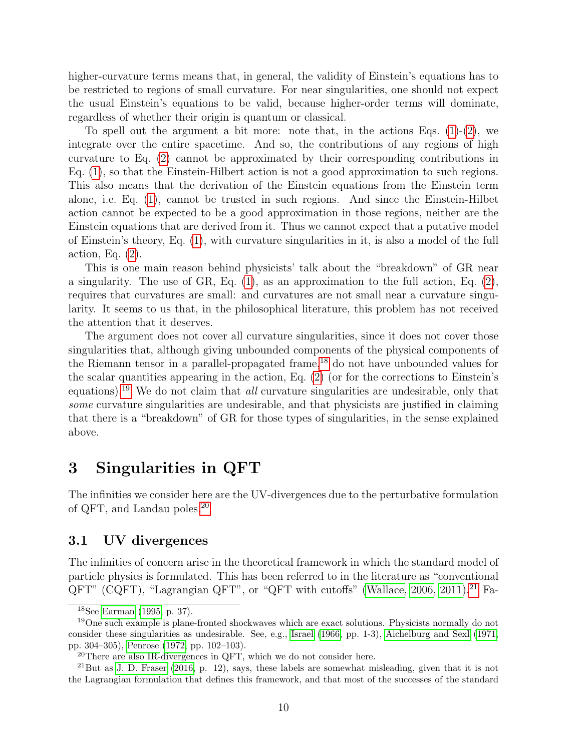higher-curvature terms means that, in general, the validity of Einstein's equations has to be restricted to regions of small curvature. For near singularities, one should not expect the usual Einstein's equations to be valid, because higher-order terms will dominate, regardless of whether their origin is quantum or classical.

To spell out the argument a bit more: note that, in the actions Eqs. (1)-(2), we integrate over the entire spacetime. And so, the contributions of any regions of high curvature to Eq. (2) cannot be approximated by their corresponding contributions in Eq. (1), so that the Einstein-Hilbert action is not a good approximation to such regions. This also means that the derivation of the Einstein equations from the Einstein term alone, i.e. Eq. (1), cannot be trusted in such regions. And since the Einstein-Hilbet action cannot be expected to be a good approximation in those regions, neither are the Einstein equations that are derived from it. Thus we cannot expect that a putative model of Einstein's theory, Eq. (1), with curvature singularities in it, is also a model of the full action, Eq. (2).

This is one main reason behind physicists' talk about the "breakdown" of GR near a singularity. The use of GR, Eq. (1), as an approximation to the full action, Eq. (2), requires that curvatures are small: and curvatures are not small near a curvature singularity. It seems to us that, in the philosophical literature, this problem has not received the attention that it deserves.

The argument does not cover all curvature singularities, since it does not cover those singularities that, although giving unbounded components of the physical components of the Riemann tensor in a parallel-propagated frame,[18] do not have unbounded values for the scalar quantities appearing in the action, Eq. (2) (or for the corrections to Einstein's equations).[19] We do not claim that *all* curvature singularities are undesirable, only that *some* curvature singularities are undesirable, and that physicists are justified in claiming that there is a "breakdown" of GR for those types of singularities, in the sense explained above.

# 3 Singularities in QFT

The infinities we consider here are the UV-divergences due to the perturbative formulation of QFT, and Landau poles.[20]

## 3.1 UV divergences

The infinities of concern arise in the theoretical framework in which the standard model of particle physics is formulated. This has been referred to in the literature as "conventional QFT" (CQFT), "Lagrangian QFT", or "QFT with cutoffs" (Wallace, 2006, 2011).[21] Fa-

---

[18] See Earman (1995, p. 37).

[19] One such example is plane-fronted shockwaves which are exact solutions. Physicists normally do not consider these singularities as undesirable. See, e.g., Israel (1966, pp. 1-3), Aichelburg and Sexl (1971, pp. 304–305), Penrose (1972, pp. 102–103).

[20] There are also IR-divergences in QFT, which we do not consider here.

[21] But as J. D. Fraser (2016, p. 12), says, these labels are somewhat misleading, given that it is not the Lagrangian formulation that defines this framework, and that most of the successes of the standard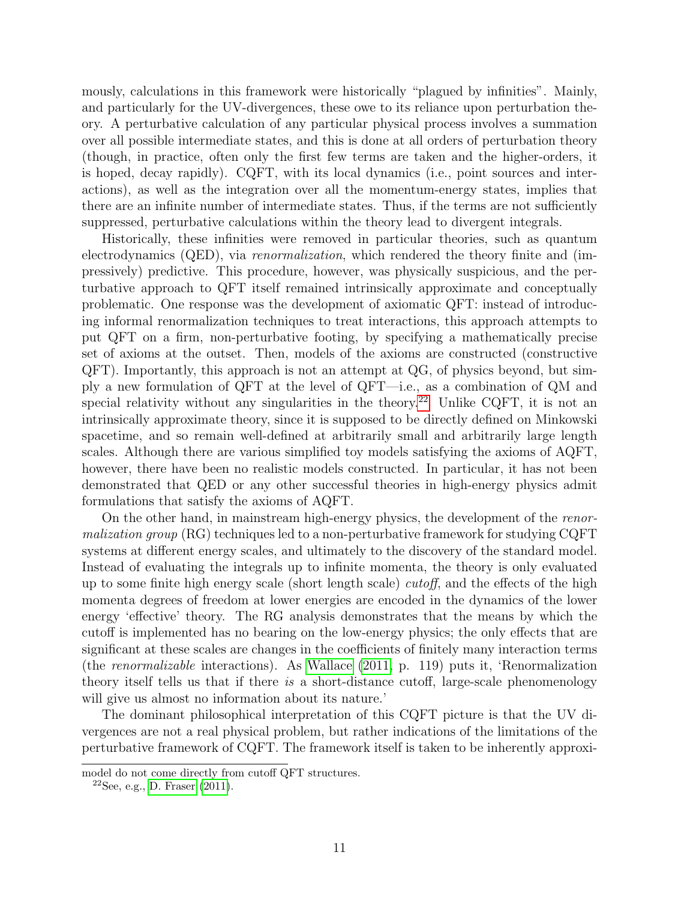mously, calculations in this framework were historically "plagued by infinities". Mainly, and particularly for the UV-divergences, these owe to its reliance upon perturbation theory. A perturbative calculation of any particular physical process involves a summation over all possible intermediate states, and this is done at all orders of perturbation theory (though, in practice, often only the first few terms are taken and the higher-orders, it is hoped, decay rapidly). CQFT, with its local dynamics (i.e., point sources and interactions), as well as the integration over all the momentum-energy states, implies that there are an infinite number of intermediate states. Thus, if the terms are not sufficiently suppressed, perturbative calculations within the theory lead to divergent integrals.

Historically, these infinities were removed in particular theories, such as quantum electrodynamics (QED), via *renormalization*, which rendered the theory finite and (impressively) predictive. This procedure, however, was physically suspicious, and the perturbative approach to QFT itself remained intrinsically approximate and conceptually problematic. One response was the development of axiomatic QFT: instead of introducing informal renormalization techniques to treat interactions, this approach attempts to put QFT on a firm, non-perturbative footing, by specifying a mathematically precise set of axioms at the outset. Then, models of the axioms are constructed (constructive QFT). Importantly, this approach is not an attempt at QG, of physics beyond, but simply a new formulation of QFT at the level of QFT—i.e., as a combination of QM and special relativity without any singularities in the theory.[22] Unlike CQFT, it is not an intrinsically approximate theory, since it is supposed to be directly defined on Minkowski spacetime, and so remain well-defined at arbitrarily small and arbitrarily large length scales. Although there are various simplified toy models satisfying the axioms of AQFT, however, there have been no realistic models constructed. In particular, it has not been demonstrated that QED or any other successful theories in high-energy physics admit formulations that satisfy the axioms of AQFT.

On the other hand, in mainstream high-energy physics, the development of the *renormalization group* (RG) techniques led to a non-perturbative framework for studying CQFT systems at different energy scales, and ultimately to the discovery of the standard model. Instead of evaluating the integrals up to infinite momenta, the theory is only evaluated up to some finite high energy scale (short length scale) *cutoff*, and the effects of the high momenta degrees of freedom at lower energies are encoded in the dynamics of the lower energy 'effective' theory. The RG analysis demonstrates that the means by which the cutoff is implemented has no bearing on the low-energy physics; the only effects that are significant at these scales are changes in the coefficients of finitely many interaction terms (the *renormalizable* interactions). As Wallace (2011, p. 119) puts it, 'Renormalization theory itself tells us that if there *is* a short-distance cutoff, large-scale phenomenology will give us almost no information about its nature.'

The dominant philosophical interpretation of this CQFT picture is that the UV divergences are not a real physical problem, but rather indications of the limitations of the perturbative framework of CQFT. The framework itself is taken to be inherently approxi-

model do not come directly from cutoff QFT structures.

[22] See, e.g., D. Fraser (2011).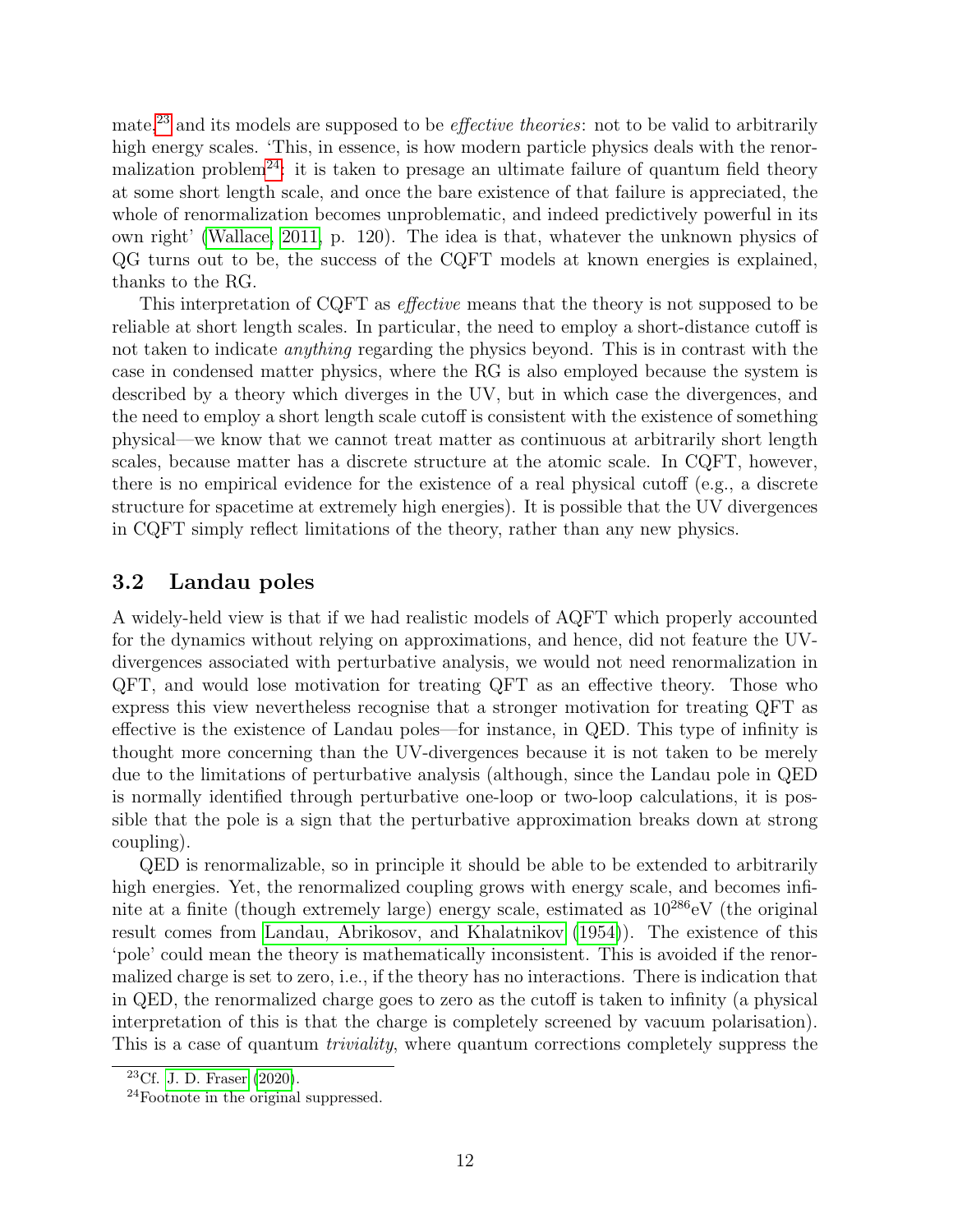mate.[23] and its models are supposed to be *effective theories*: not to be valid to arbitrarily high energy scales. 'This, in essence, is how modern particle physics deals with the renormalization problem[24]: it is taken to presage an ultimate failure of quantum field theory at some short length scale, and once the bare existence of that failure is appreciated, the whole of renormalization becomes unproblematic, and indeed predictively powerful in its own right' (Wallace, 2011, p. 120). The idea is that, whatever the unknown physics of QG turns out to be, the success of the CQFT models at known energies is explained, thanks to the RG.

This interpretation of CQFT as *effective* means that the theory is not supposed to be reliable at short length scales. In particular, the need to employ a short-distance cutoff is not taken to indicate *anything* regarding the physics beyond. This is in contrast with the case in condensed matter physics, where the RG is also employed because the system is described by a theory which diverges in the UV, but in which case the divergences, and the need to employ a short length scale cutoff is consistent with the existence of something physical—we know that we cannot treat matter as continuous at arbitrarily short length scales, because matter has a discrete structure at the atomic scale. In CQFT, however, there is no empirical evidence for the existence of a real physical cutoff (e.g., a discrete structure for spacetime at extremely high energies). It is possible that the UV divergences in CQFT simply reflect limitations of the theory, rather than any new physics.

### 3.2 Landau poles

A widely-held view is that if we had realistic models of AQFT which properly accounted for the dynamics without relying on approximations, and hence, did not feature the UV-divergences associated with perturbative analysis, we would not need renormalization in QFT, and would lose motivation for treating QFT as an effective theory. Those who express this view nevertheless recognise that a stronger motivation for treating QFT as effective is the existence of Landau poles—for instance, in QED. This type of infinity is thought more concerning than the UV-divergences because it is not taken to be merely due to the limitations of perturbative analysis (although, since the Landau pole in QED is normally identified through perturbative one-loop or two-loop calculations, it is possible that the pole is a sign that the perturbative approximation breaks down at strong coupling).

QED is renormalizable, so in principle it should be able to be extended to arbitrarily high energies. Yet, the renormalized coupling grows with energy scale, and becomes infinite at a finite (though extremely large) energy scale, estimated as $10^{286}$eV (the original result comes from Landau, Abrikosov, and Khalatnikov (1954)). The existence of this 'pole' could mean the theory is mathematically inconsistent. This is avoided if the renormalized charge is set to zero, i.e., if the theory has no interactions. There is indication that in QED, the renormalized charge goes to zero as the cutoff is taken to infinity (a physical interpretation of this is that the charge is completely screened by vacuum polarisation). This is a case of quantum *triviality*, where quantum corrections completely suppress the

[23] Cf. J. D. Fraser (2020).

[24] Footnote in the original suppressed.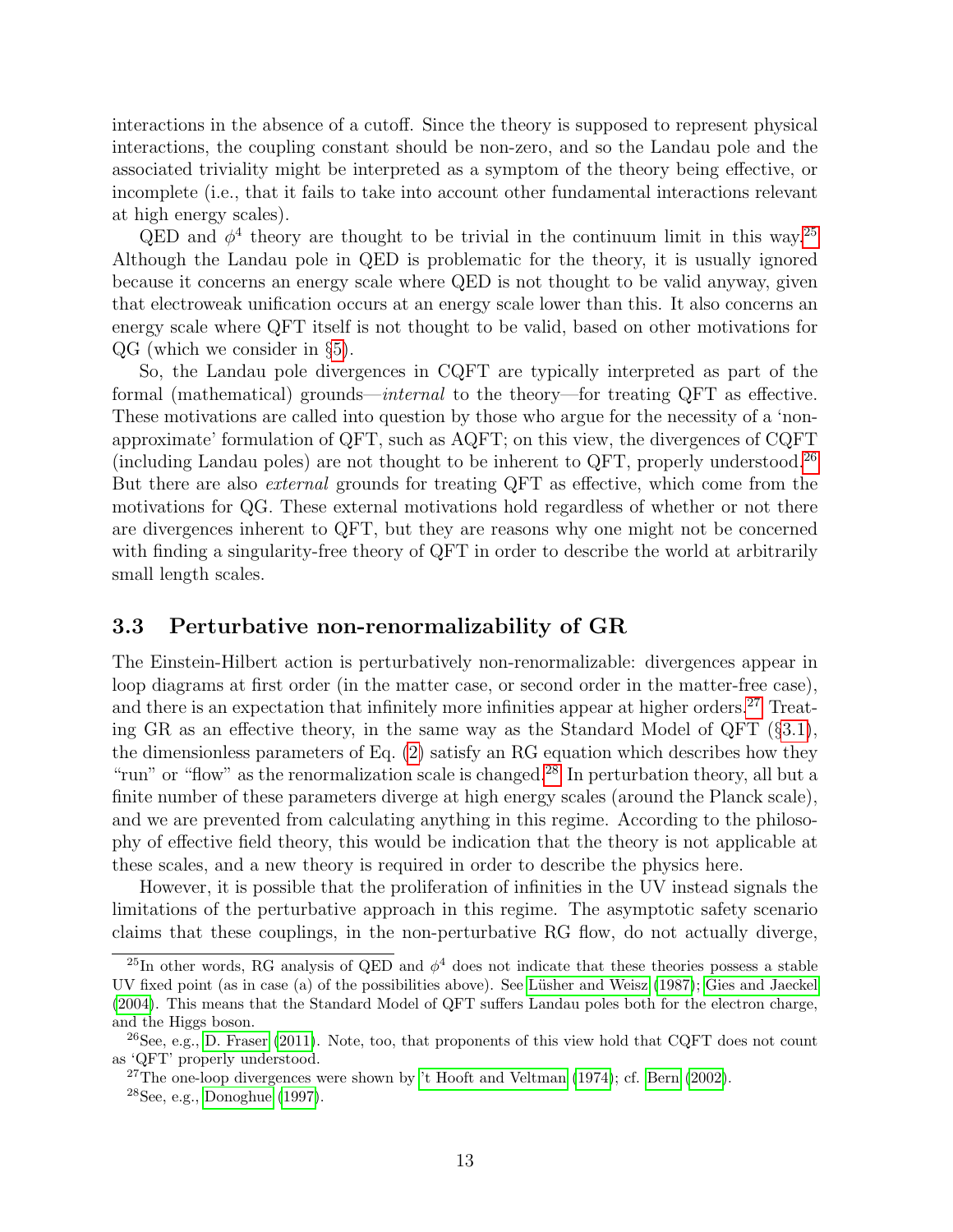interactions in the absence of a cutoff. Since the theory is supposed to represent physical interactions, the coupling constant should be non-zero, and so the Landau pole and the associated triviality might be interpreted as a symptom of the theory being effective, or incomplete (i.e., that it fails to take into account other fundamental interactions relevant at high energy scales).

QED and $\phi^4$ theory are thought to be trivial in the continuum limit in this way.[25] Although the Landau pole in QED is problematic for the theory, it is usually ignored because it concerns an energy scale where QED is not thought to be valid anyway, given that electroweak unification occurs at an energy scale lower than this. It also concerns an energy scale where QFT itself is not thought to be valid, based on other motivations for QG (which we consider in §5).

So, the Landau pole divergences in CQFT are typically interpreted as part of the formal (mathematical) grounds—*internal* to the theory—for treating QFT as effective. These motivations are called into question by those who argue for the necessity of a 'non-approximate' formulation of QFT, such as AQFT; on this view, the divergences of CQFT (including Landau poles) are not thought to be inherent to QFT, properly understood.[26] But there are also *external* grounds for treating QFT as effective, which come from the motivations for QG. These external motivations hold regardless of whether or not there are divergences inherent to QFT, but they are reasons why one might not be concerned with finding a singularity-free theory of QFT in order to describe the world at arbitrarily small length scales.

### 3.3 Perturbative non-renormalizability of GR

The Einstein-Hilbert action is perturbatively non-renormalizable: divergences appear in loop diagrams at first order (in the matter case, or second order in the matter-free case), and there is an expectation that infinitely more infinities appear at higher orders.[27] Treating GR as an effective theory, in the same way as the Standard Model of QFT (§3.1), the dimensionless parameters of Eq. (2) satisfy an RG equation which describes how they "run" or "flow" as the renormalization scale is changed.[28] In perturbation theory, all but a finite number of these parameters diverge at high energy scales (around the Planck scale), and we are prevented from calculating anything in this regime. According to the philosophy of effective field theory, this would be indication that the theory is not applicable at these scales, and a new theory is required in order to describe the physics here.

However, it is possible that the proliferation of infinities in the UV instead signals the limitations of the perturbative approach in this regime. The asymptotic safety scenario claims that these couplings, in the non-perturbative RG flow, do not actually diverge,

---

[25] In other words, RG analysis of QED and $\phi^4$ does not indicate that these theories possess a stable UV fixed point (as in case (a) of the possibilities above). See Lüsher and Weisz (1987); Gies and Jaeckel (2004). This means that the Standard Model of QFT suffers Landau poles both for the electron charge, and the Higgs boson.

[26] See, e.g., D. Fraser (2011). Note, too, that proponents of this view hold that CQFT does not count as 'QFT' properly understood.

[27] The one-loop divergences were shown by 't Hooft and Veltman (1974); cf. Bern (2002).

[28] See, e.g., Donoghue (1997).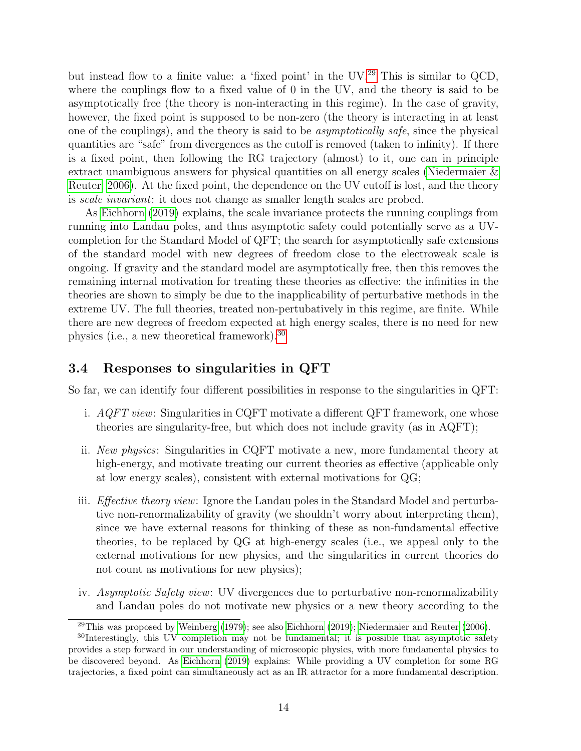but instead flow to a finite value: a 'fixed point' in the UV.[29] This is similar to QCD, where the couplings flow to a fixed value of 0 in the UV, and the theory is said to be asymptotically free (the theory is non-interacting in this regime). In the case of gravity, however, the fixed point is supposed to be non-zero (the theory is interacting in at least one of the couplings), and the theory is said to be *asymptotically safe*, since the physical quantities are "safe" from divergences as the cutoff is removed (taken to infinity). If there is a fixed point, then following the RG trajectory (almost) to it, one can in principle extract unambiguous answers for physical quantities on all energy scales (Niedermaier & Reuter, 2006). At the fixed point, the dependence on the UV cutoff is lost, and the theory is *scale invariant*: it does not change as smaller length scales are probed.

As Eichhorn (2019) explains, the scale invariance protects the running couplings from running into Landau poles, and thus asymptotic safety could potentially serve as a UV-completion for the Standard Model of QFT; the search for asymptotically safe extensions of the standard model with new degrees of freedom close to the electroweak scale is ongoing. If gravity and the standard model are asymptotically free, then this removes the remaining internal motivation for treating these theories as effective: the infinities in the theories are shown to simply be due to the inapplicability of perturbative methods in the extreme UV. The full theories, treated non-pertubatively in this regime, are finite. While there are new degrees of freedom expected at high energy scales, there is no need for new physics (i.e., a new theoretical framework).[30]

### 3.4 Responses to singularities in QFT

So far, we can identify four different possibilities in response to the singularities in QFT:

i. *AQFT view*: Singularities in CQFT motivate a different QFT framework, one whose theories are singularity-free, but which does not include gravity (as in AQFT);

ii. *New physics*: Singularities in CQFT motivate a new, more fundamental theory at high-energy, and motivate treating our current theories as effective (applicable only at low energy scales), consistent with external motivations for QG;

iii. *Effective theory view*: Ignore the Landau poles in the Standard Model and perturbative non-renormalizability of gravity (we shouldn't worry about interpreting them), since we have external reasons for thinking of these as non-fundamental effective theories, to be replaced by QG at high-energy scales (i.e., we appeal only to the external motivations for new physics, and the singularities in current theories do not count as motivations for new physics);

iv. *Asymptotic Safety view*: UV divergences due to perturbative non-renormalizability and Landau poles do not motivate new physics or a new theory according to the

[29] This was proposed by Weinberg (1979); see also Eichhorn (2019); Niedermaier and Reuter (2006).

[30] Interestingly, this UV completion may not be fundamental; it is possible that asymptotic safety provides a step forward in our understanding of microscopic physics, with more fundamental physics to be discovered beyond. As Eichhorn (2019) explains: While providing a UV completion for some RG trajectories, a fixed point can simultaneously act as an IR attractor for a more fundamental description.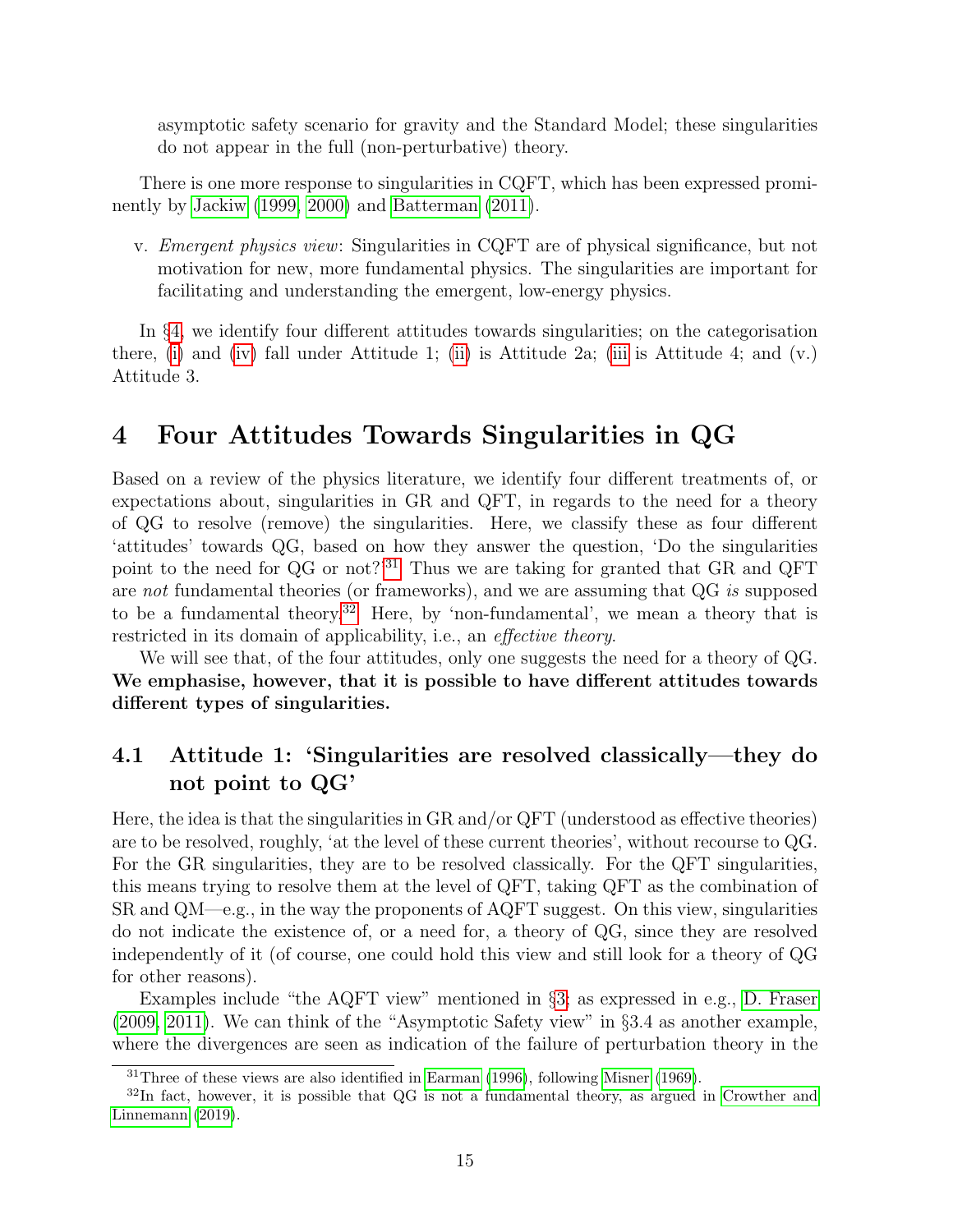asymptotic safety scenario for gravity and the Standard Model; these singularities do not appear in the full (non-perturbative) theory.

There is one more response to singularities in CQFT, which has been expressed prominently by Jackiw (1999, 2000) and Batterman (2011).

v. *Emergent physics view*: Singularities in CQFT are of physical significance, but not motivation for new, more fundamental physics. The singularities are important for facilitating and understanding the emergent, low-energy physics.

In §4, we identify four different attitudes towards singularities; on the categorisation there, (i) and (iv) fall under Attitude 1; (ii) is Attitude 2a; (iii is Attitude 4; and (v.) Attitude 3.

# 4 Four Attitudes Towards Singularities in QG

Based on a review of the physics literature, we identify four different treatments of, or expectations about, singularities in GR and QFT, in regards to the need for a theory of QG to resolve (remove) the singularities. Here, we classify these as four different 'attitudes' towards QG, based on how they answer the question, 'Do the singularities point to the need for QG or not?'[31] Thus we are taking for granted that GR and QFT are *not* fundamental theories (or frameworks), and we are assuming that QG *is* supposed to be a fundamental theory.[32] Here, by 'non-fundamental', we mean a theory that is restricted in its domain of applicability, i.e., an *effective theory*.

We will see that, of the four attitudes, only one suggests the need for a theory of QG. **We emphasise, however, that it is possible to have different attitudes towards different types of singularities.**

## 4.1 Attitude 1: 'Singularities are resolved classically—they do not point to QG'

Here, the idea is that the singularities in GR and/or QFT (understood as effective theories) are to be resolved, roughly, 'at the level of these current theories', without recourse to QG. For the GR singularities, they are to be resolved classically. For the QFT singularities, this means trying to resolve them at the level of QFT, taking QFT as the combination of SR and QM—e.g., in the way the proponents of AQFT suggest. On this view, singularities do not indicate the existence of, or a need for, a theory of QG, since they are resolved independently of it (of course, one could hold this view and still look for a theory of QG for other reasons).

Examples include "the AQFT view" mentioned in §3; as expressed in e.g., D. Fraser (2009, 2011). We can think of the "Asymptotic Safety view" in §3.4 as another example, where the divergences are seen as indication of the failure of perturbation theory in the

[31] Three of these views are also identified in Earman (1996), following Misner (1969).

[32] In fact, however, it is possible that QG is not a fundamental theory, as argued in Crowther and Linnemann (2019).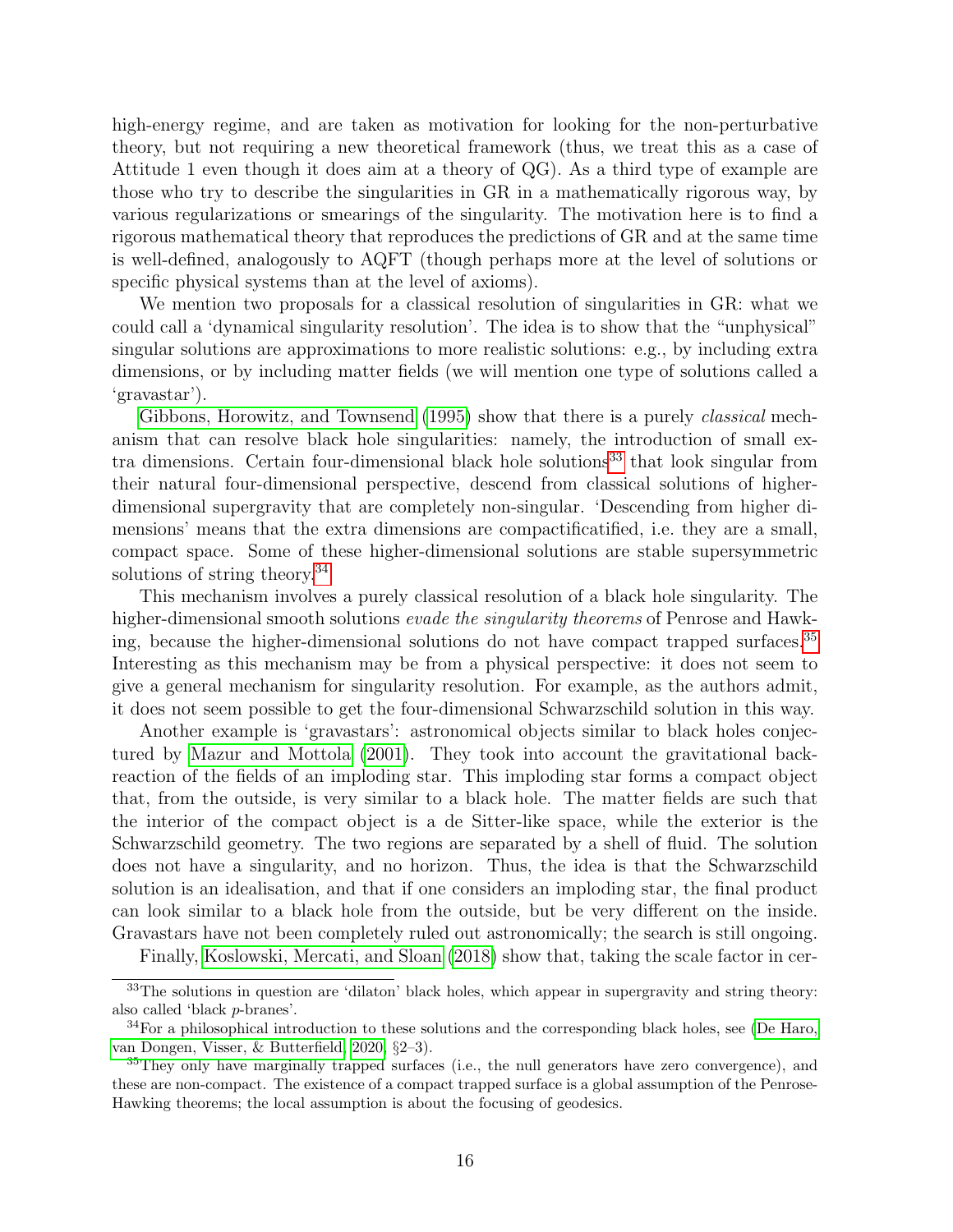high-energy regime, and are taken as motivation for looking for the non-perturbative theory, but not requiring a new theoretical framework (thus, we treat this as a case of Attitude 1 even though it does aim at a theory of QG). As a third type of example are those who try to describe the singularities in GR in a mathematically rigorous way, by various regularizations or smearings of the singularity. The motivation here is to find a rigorous mathematical theory that reproduces the predictions of GR and at the same time is well-defined, analogously to AQFT (though perhaps more at the level of solutions or specific physical systems than at the level of axioms).

We mention two proposals for a classical resolution of singularities in GR: what we could call a 'dynamical singularity resolution'. The idea is to show that the "unphysical" singular solutions are approximations to more realistic solutions: e.g., by including extra dimensions, or by including matter fields (we will mention one type of solutions called a 'gravastar').

Gibbons, Horowitz, and Townsend (1995) show that there is a purely *classical* mechanism that can resolve black hole singularities: namely, the introduction of small extra dimensions. Certain four-dimensional black hole solutions[33] that look singular from their natural four-dimensional perspective, descend from classical solutions of higher-dimensional supergravity that are completely non-singular. 'Descending from higher dimensions' means that the extra dimensions are compactificatified, i.e. they are a small, compact space. Some of these higher-dimensional solutions are stable supersymmetric solutions of string theory.[34]

This mechanism involves a purely classical resolution of a black hole singularity. The higher-dimensional smooth solutions *evade the singularity theorems* of Penrose and Hawking, because the higher-dimensional solutions do not have compact trapped surfaces.[35] Interesting as this mechanism may be from a physical perspective: it does not seem to give a general mechanism for singularity resolution. For example, as the authors admit, it does not seem possible to get the four-dimensional Schwarzschild solution in this way.

Another example is 'gravastars': astronomical objects similar to black holes conjectured by Mazur and Mottola (2001). They took into account the gravitational back-reaction of the fields of an imploding star. This imploding star forms a compact object that, from the outside, is very similar to a black hole. The matter fields are such that the interior of the compact object is a de Sitter-like space, while the exterior is the Schwarzschild geometry. The two regions are separated by a shell of fluid. The solution does not have a singularity, and no horizon. Thus, the idea is that the Schwarzschild solution is an idealisation, and that if one considers an imploding star, the final product can look similar to a black hole from the outside, but be very different on the inside. Gravastars have not been completely ruled out astronomically; the search is still ongoing.

Finally, Koslowski, Mercati, and Sloan (2018) show that, taking the scale factor in cer-

---

[33] The solutions in question are 'dilaton' black holes, which appear in supergravity and string theory: also called 'black $p$-branes'.

[34] For a philosophical introduction to these solutions and the corresponding black holes, see (De Haro, van Dongen, Visser, & Butterfield, 2020, §2–3).

[35] They only have marginally trapped surfaces (i.e., the null generators have zero convergence), and these are non-compact. The existence of a compact trapped surface is a global assumption of the Penrose-Hawking theorems; the local assumption is about the focusing of geodesics.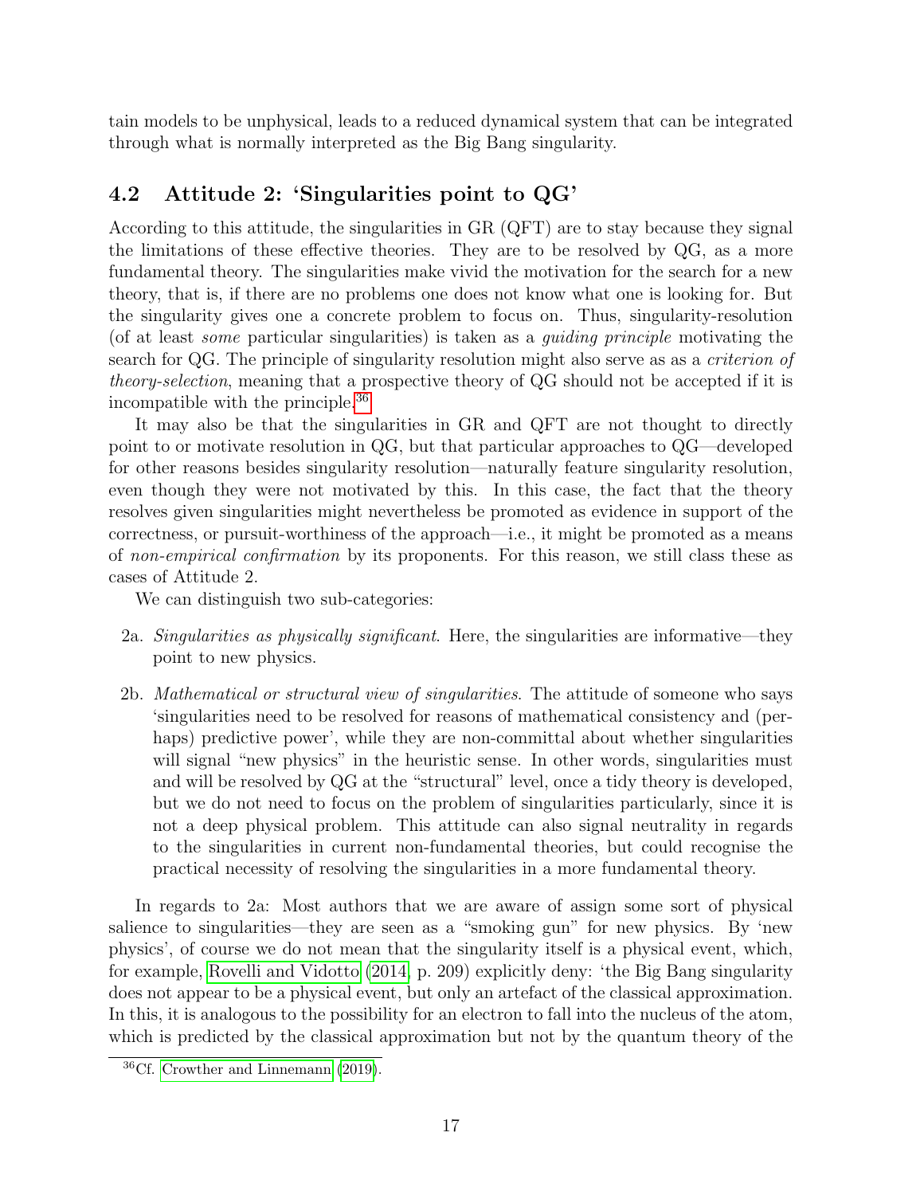tain models to be unphysical, leads to a reduced dynamical system that can be integrated through what is normally interpreted as the Big Bang singularity.

## 4.2 Attitude 2: 'Singularities point to QG'

According to this attitude, the singularities in GR (QFT) are to stay because they signal the limitations of these effective theories. They are to be resolved by QG, as a more fundamental theory. The singularities make vivid the motivation for the search for a new theory, that is, if there are no problems one does not know what one is looking for. But the singularity gives one a concrete problem to focus on. Thus, singularity-resolution (of at least *some* particular singularities) is taken as a *guiding principle* motivating the search for QG. The principle of singularity resolution might also serve as as a *criterion of theory-selection*, meaning that a prospective theory of QG should not be accepted if it is incompatible with the principle.[36]

It may also be that the singularities in GR and QFT are not thought to directly point to or motivate resolution in QG, but that particular approaches to QG—developed for other reasons besides singularity resolution—naturally feature singularity resolution, even though they were not motivated by this. In this case, the fact that the theory resolves given singularities might nevertheless be promoted as evidence in support of the correctness, or pursuit-worthiness of the approach—i.e., it might be promoted as a means of *non-empirical confirmation* by its proponents. For this reason, we still class these as cases of Attitude 2.

We can distinguish two sub-categories:

2a. *Singularities as physically significant*. Here, the singularities are informative—they point to new physics.

2b. *Mathematical or structural view of singularities*. The attitude of someone who says 'singularities need to be resolved for reasons of mathematical consistency and (perhaps) predictive power', while they are non-committal about whether singularities will signal "new physics" in the heuristic sense. In other words, singularities must and will be resolved by QG at the "structural" level, once a tidy theory is developed, but we do not need to focus on the problem of singularities particularly, since it is not a deep physical problem. This attitude can also signal neutrality in regards to the singularities in current non-fundamental theories, but could recognise the practical necessity of resolving the singularities in a more fundamental theory.

In regards to 2a: Most authors that we are aware of assign some sort of physical salience to singularities—they are seen as a "smoking gun" for new physics. By 'new physics', of course we do not mean that the singularity itself is a physical event, which, for example, Rovelli and Vidotto (2014, p. 209) explicitly deny: 'the Big Bang singularity does not appear to be a physical event, but only an artefact of the classical approximation. In this, it is analogous to the possibility for an electron to fall into the nucleus of the atom, which is predicted by the classical approximation but not by the quantum theory of the

[36] Cf. Crowther and Linnemann (2019).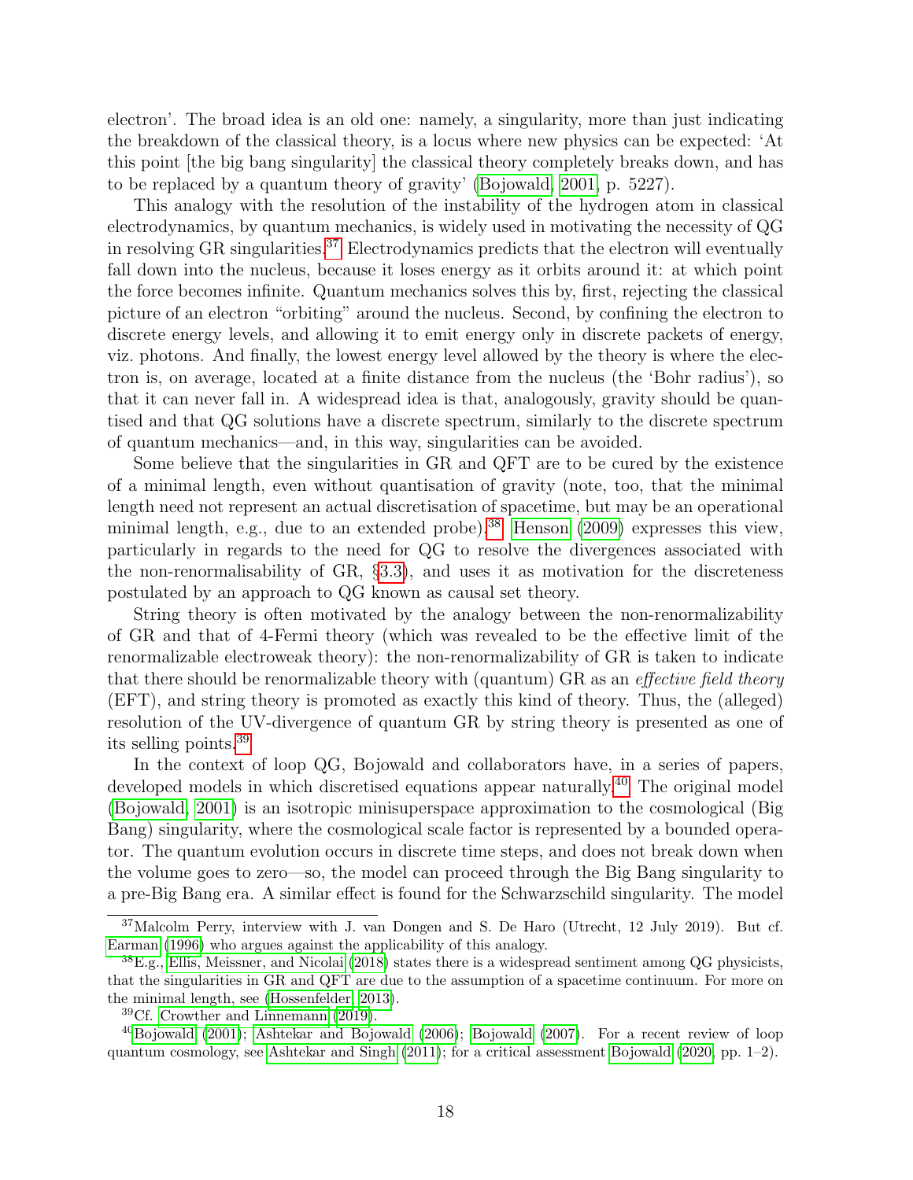electron'. The broad idea is an old one: namely, a singularity, more than just indicating the breakdown of the classical theory, is a locus where new physics can be expected: 'At this point [the big bang singularity] the classical theory completely breaks down, and has to be replaced by a quantum theory of gravity' (Bojowald, 2001, p. 5227).

This analogy with the resolution of the instability of the hydrogen atom in classical electrodynamics, by quantum mechanics, is widely used in motivating the necessity of QG in resolving GR singularities.[37] Electrodynamics predicts that the electron will eventually fall down into the nucleus, because it loses energy as it orbits around it: at which point the force becomes infinite. Quantum mechanics solves this by, first, rejecting the classical picture of an electron "orbiting" around the nucleus. Second, by confining the electron to discrete energy levels, and allowing it to emit energy only in discrete packets of energy, viz. photons. And finally, the lowest energy level allowed by the theory is where the electron is, on average, located at a finite distance from the nucleus (the 'Bohr radius'), so that it can never fall in. A widespread idea is that, analogously, gravity should be quantised and that QG solutions have a discrete spectrum, similarly to the discrete spectrum of quantum mechanics—and, in this way, singularities can be avoided.

Some believe that the singularities in GR and QFT are to be cured by the existence of a minimal length, even without quantisation of gravity (note, too, that the minimal length need not represent an actual discretisation of spacetime, but may be an operational minimal length, e.g., due to an extended probe).[38] Henson (2009) expresses this view, particularly in regards to the need for QG to resolve the divergences associated with the non-renormalisability of GR, §3.3), and uses it as motivation for the discreteness postulated by an approach to QG known as causal set theory.

String theory is often motivated by the analogy between the non-renormalizability of GR and that of 4-Fermi theory (which was revealed to be the effective limit of the renormalizable electroweak theory): the non-renormalizability of GR is taken to indicate that there should be renormalizable theory with (quantum) GR as an *effective field theory* (EFT), and string theory is promoted as exactly this kind of theory. Thus, the (alleged) resolution of the UV-divergence of quantum GR by string theory is presented as one of its selling points.[39]

In the context of loop QG, Bojowald and collaborators have, in a series of papers, developed models in which discretised equations appear naturally.[40] The original model (Bojowald, 2001) is an isotropic minisuperspace approximation to the cosmological (Big Bang) singularity, where the cosmological scale factor is represented by a bounded operator. The quantum evolution occurs in discrete time steps, and does not break down when the volume goes to zero—so, the model can proceed through the Big Bang singularity to a pre-Big Bang era. A similar effect is found for the Schwarzschild singularity. The model

[37] Malcolm Perry, interview with J. van Dongen and S. De Haro (Utrecht, 12 July 2019). But cf. Earman (1996) who argues against the applicability of this analogy.

[38] E.g., Ellis, Meissner, and Nicolai (2018) states there is a widespread sentiment among QG physicists, that the singularities in GR and QFT are due to the assumption of a spacetime continuum. For more on the minimal length, see (Hossenfelder, 2013).

[39] Cf. Crowther and Linnemann (2019).

[40] Bojowald (2001); Ashtekar and Bojowald (2006); Bojowald (2007). For a recent review of loop quantum cosmology, see Ashtekar and Singh (2011); for a critical assessment Bojowald (2020, pp. 1–2).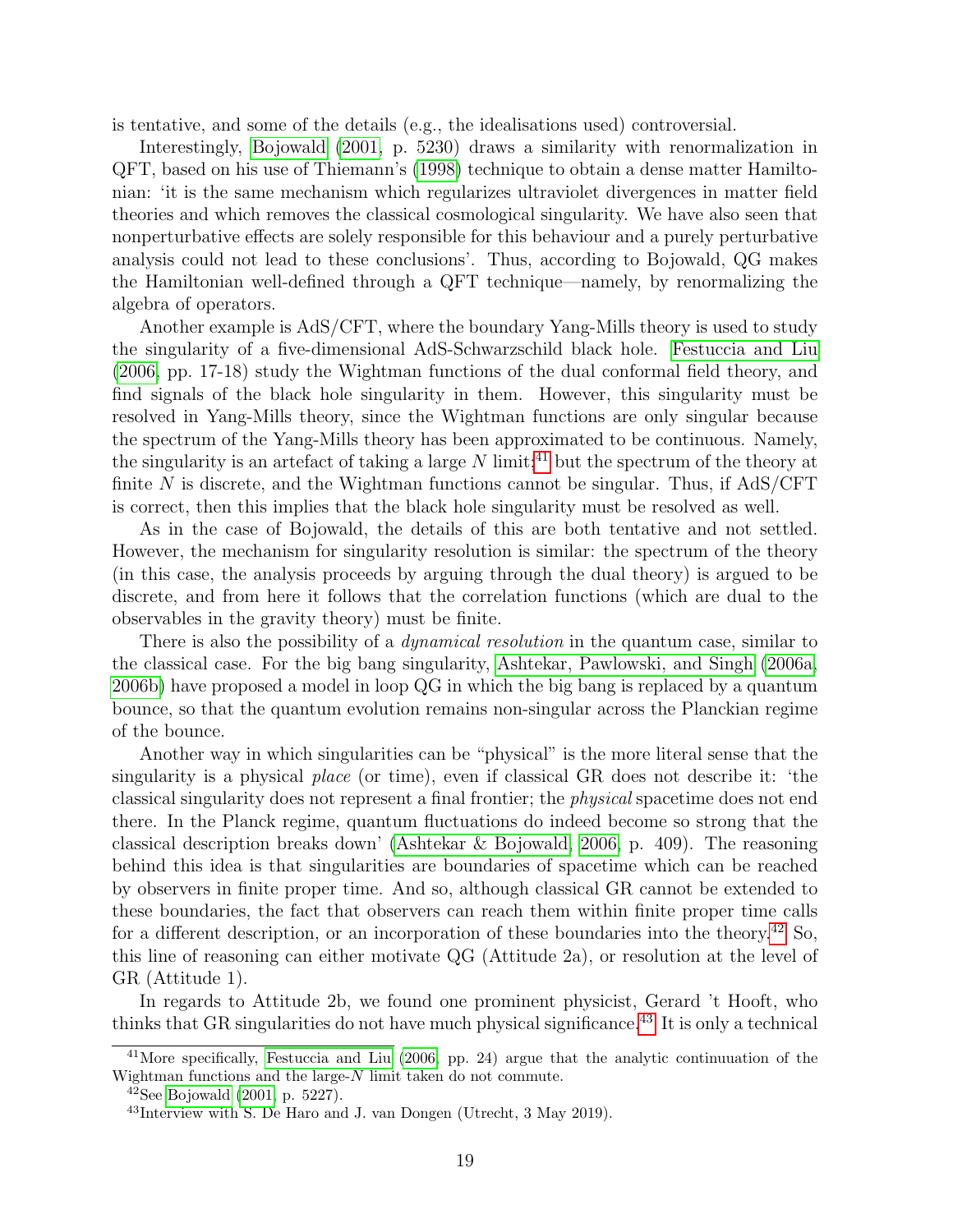is tentative, and some of the details (e.g., the idealisations used) controversial.

Interestingly, Bojowald (2001, p. 5230) draws a similarity with renormalization in QFT, based on his use of Thiemann's (1998) technique to obtain a dense matter Hamiltonian: 'it is the same mechanism which regularizes ultraviolet divergences in matter field theories and which removes the classical cosmological singularity. We have also seen that nonperturbative effects are solely responsible for this behaviour and a purely perturbative analysis could not lead to these conclusions'. Thus, according to Bojowald, QG makes the Hamiltonian well-defined through a QFT technique—namely, by renormalizing the algebra of operators.

Another example is AdS/CFT, where the boundary Yang-Mills theory is used to study the singularity of a five-dimensional AdS-Schwarzschild black hole. Festuccia and Liu (2006, pp. 17-18) study the Wightman functions of the dual conformal field theory, and find signals of the black hole singularity in them. However, this singularity must be resolved in Yang-Mills theory, since the Wightman functions are only singular because the spectrum of the Yang-Mills theory has been approximated to be continuous. Namely, the singularity is an artefact of taking a large $N$ limit;[41] but the spectrum of the theory at finite $N$ is discrete, and the Wightman functions cannot be singular. Thus, if AdS/CFT is correct, then this implies that the black hole singularity must be resolved as well.

As in the case of Bojowald, the details of this are both tentative and not settled. However, the mechanism for singularity resolution is similar: the spectrum of the theory (in this case, the analysis proceeds by arguing through the dual theory) is argued to be discrete, and from here it follows that the correlation functions (which are dual to the observables in the gravity theory) must be finite.

There is also the possibility of a *dynamical resolution* in the quantum case, similar to the classical case. For the big bang singularity, Ashtekar, Pawlowski, and Singh (2006a, 2006b) have proposed a model in loop QG in which the big bang is replaced by a quantum bounce, so that the quantum evolution remains non-singular across the Planckian regime of the bounce.

Another way in which singularities can be "physical" is the more literal sense that the singularity is a physical *place* (or time), even if classical GR does not describe it: 'the classical singularity does not represent a final frontier; the *physical* spacetime does not end there. In the Planck regime, quantum fluctuations do indeed become so strong that the classical description breaks down' (Ashtekar & Bojowald, 2006, p. 409). The reasoning behind this idea is that singularities are boundaries of spacetime which can be reached by observers in finite proper time. And so, although classical GR cannot be extended to these boundaries, the fact that observers can reach them within finite proper time calls for a different description, or an incorporation of these boundaries into the theory.[42] So, this line of reasoning can either motivate QG (Attitude 2a), or resolution at the level of GR (Attitude 1).

In regards to Attitude 2b, we found one prominent physicist, Gerard 't Hooft, who thinks that GR singularities do not have much physical significance.[43] It is only a technical

[41] More specifically, Festuccia and Liu (2006, pp. 24) argue that the analytic continuuation of the Wightman functions and the large-$N$ limit taken do not commute.

[42] See Bojowald (2001, p. 5227).

[43] Interview with S. De Haro and J. van Dongen (Utrecht, 3 May 2019).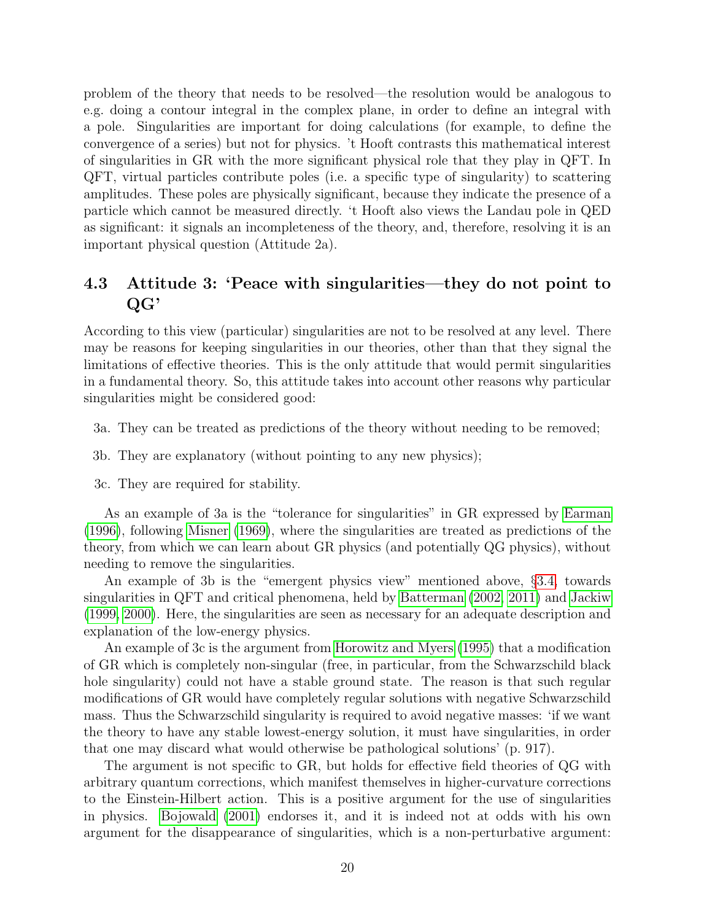problem of the theory that needs to be resolved—the resolution would be analogous to e.g. doing a contour integral in the complex plane, in order to define an integral with a pole. Singularities are important for doing calculations (for example, to define the convergence of a series) but not for physics. 't Hooft contrasts this mathematical interest of singularities in GR with the more significant physical role that they play in QFT. In QFT, virtual particles contribute poles (i.e. a specific type of singularity) to scattering amplitudes. These poles are physically significant, because they indicate the presence of a particle which cannot be measured directly. 't Hooft also views the Landau pole in QED as significant: it signals an incompleteness of the theory, and, therefore, resolving it is an important physical question (Attitude 2a).

### 4.3 Attitude 3: 'Peace with singularities—they do not point to QG'

According to this view (particular) singularities are not to be resolved at any level. There may be reasons for keeping singularities in our theories, other than that they signal the limitations of effective theories. This is the only attitude that would permit singularities in a fundamental theory. So, this attitude takes into account other reasons why particular singularities might be considered good:

3a. They can be treated as predictions of the theory without needing to be removed;

3b. They are explanatory (without pointing to any new physics);

3c. They are required for stability.

As an example of 3a is the "tolerance for singularities" in GR expressed by Earman (1996), following Misner (1969), where the singularities are treated as predictions of the theory, from which we can learn about GR physics (and potentially QG physics), without needing to remove the singularities.

An example of 3b is the "emergent physics view" mentioned above, §3.4, towards singularities in QFT and critical phenomena, held by Batterman (2002, 2011) and Jackiw (1999, 2000). Here, the singularities are seen as necessary for an adequate description and explanation of the low-energy physics.

An example of 3c is the argument from Horowitz and Myers (1995) that a modification of GR which is completely non-singular (free, in particular, from the Schwarzschild black hole singularity) could not have a stable ground state. The reason is that such regular modifications of GR would have completely regular solutions with negative Schwarzschild mass. Thus the Schwarzschild singularity is required to avoid negative masses: 'if we want the theory to have any stable lowest-energy solution, it must have singularities, in order that one may discard what would otherwise be pathological solutions' (p. 917).

The argument is not specific to GR, but holds for effective field theories of QG with arbitrary quantum corrections, which manifest themselves in higher-curvature corrections to the Einstein-Hilbert action. This is a positive argument for the use of singularities in physics. Bojowald (2001) endorses it, and it is indeed not at odds with his own argument for the disappearance of singularities, which is a non-perturbative argument: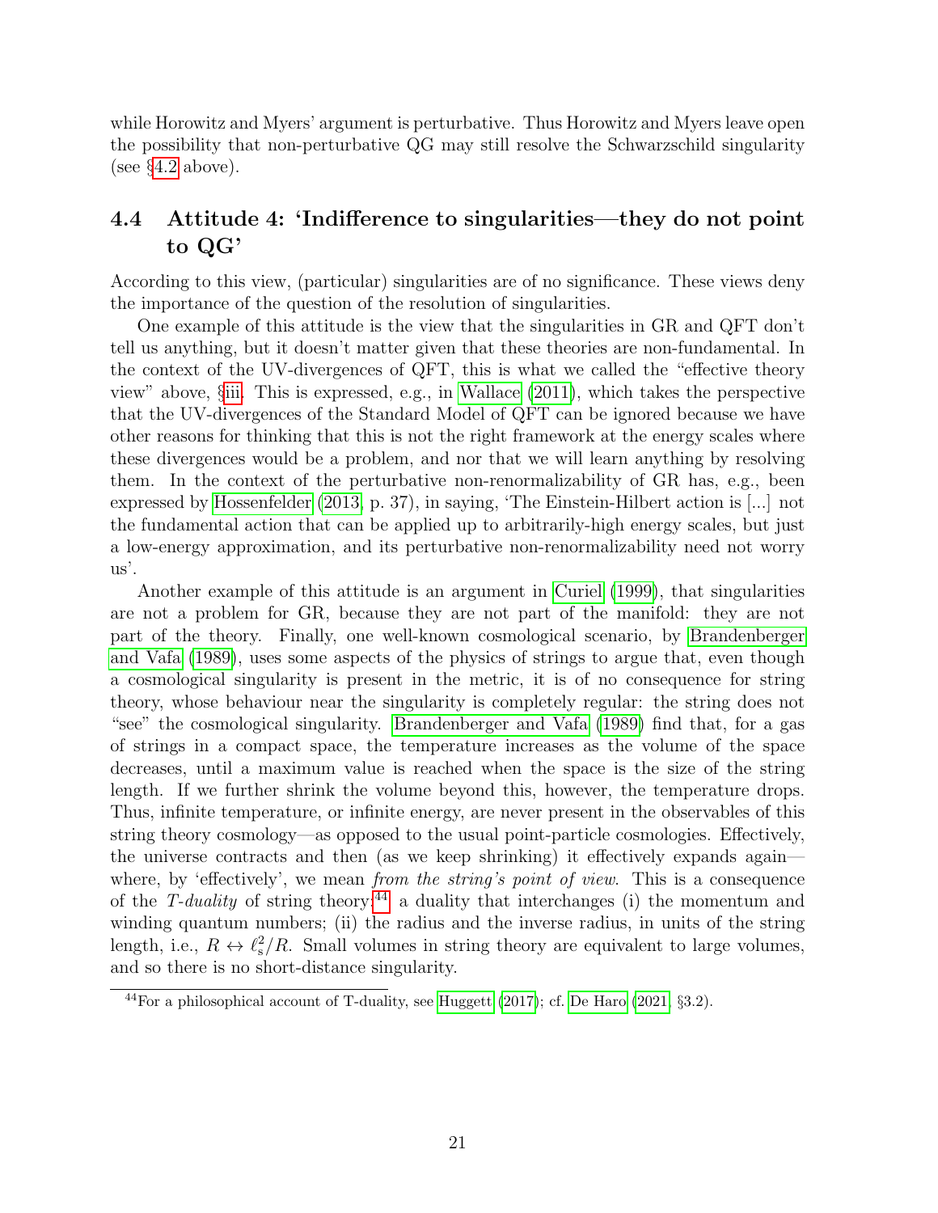while Horowitz and Myers' argument is perturbative. Thus Horowitz and Myers leave open the possibility that non-perturbative QG may still resolve the Schwarzschild singularity (see §4.2 above).

### 4.4 Attitude 4: 'Indifference to singularities—they do not point to QG'

According to this view, (particular) singularities are of no significance. These views deny the importance of the question of the resolution of singularities.

One example of this attitude is the view that the singularities in GR and QFT don't tell us anything, but it doesn't matter given that these theories are non-fundamental. In the context of the UV-divergences of QFT, this is what we called the "effective theory view" above, §iii. This is expressed, e.g., in Wallace (2011), which takes the perspective that the UV-divergences of the Standard Model of QFT can be ignored because we have other reasons for thinking that this is not the right framework at the energy scales where these divergences would be a problem, and nor that we will learn anything by resolving them. In the context of the perturbative non-renormalizability of GR has, e.g., been expressed by Hossenfelder (2013, p. 37), in saying, 'The Einstein-Hilbert action is [...] not the fundamental action that can be applied up to arbitrarily-high energy scales, but just a low-energy approximation, and its perturbative non-renormalizability need not worry us'.

Another example of this attitude is an argument in Curiel (1999), that singularities are not a problem for GR, because they are not part of the manifold: they are not part of the theory. Finally, one well-known cosmological scenario, by Brandenberger and Vafa (1989), uses some aspects of the physics of strings to argue that, even though a cosmological singularity is present in the metric, it is of no consequence for string theory, whose behaviour near the singularity is completely regular: the string does not "see" the cosmological singularity. Brandenberger and Vafa (1989) find that, for a gas of strings in a compact space, the temperature increases as the volume of the space decreases, until a maximum value is reached when the space is the size of the string length. If we further shrink the volume beyond this, however, the temperature drops. Thus, infinite temperature, or infinite energy, are never present in the observables of this string theory cosmology—as opposed to the usual point-particle cosmologies. Effectively, the universe contracts and then (as we keep shrinking) it effectively expands again—where, by 'effectively', we mean *from the string's point of view*. This is a consequence of the *T-duality* of string theory:[44] a duality that interchanges (i) the momentum and winding quantum numbers; (ii) the radius and the inverse radius, in units of the string length, i.e., $R \leftrightarrow \ell_s^2/R$. Small volumes in string theory are equivalent to large volumes, and so there is no short-distance singularity.

[44] For a philosophical account of T-duality, see Huggett (2017); cf. De Haro (2021, §3.2).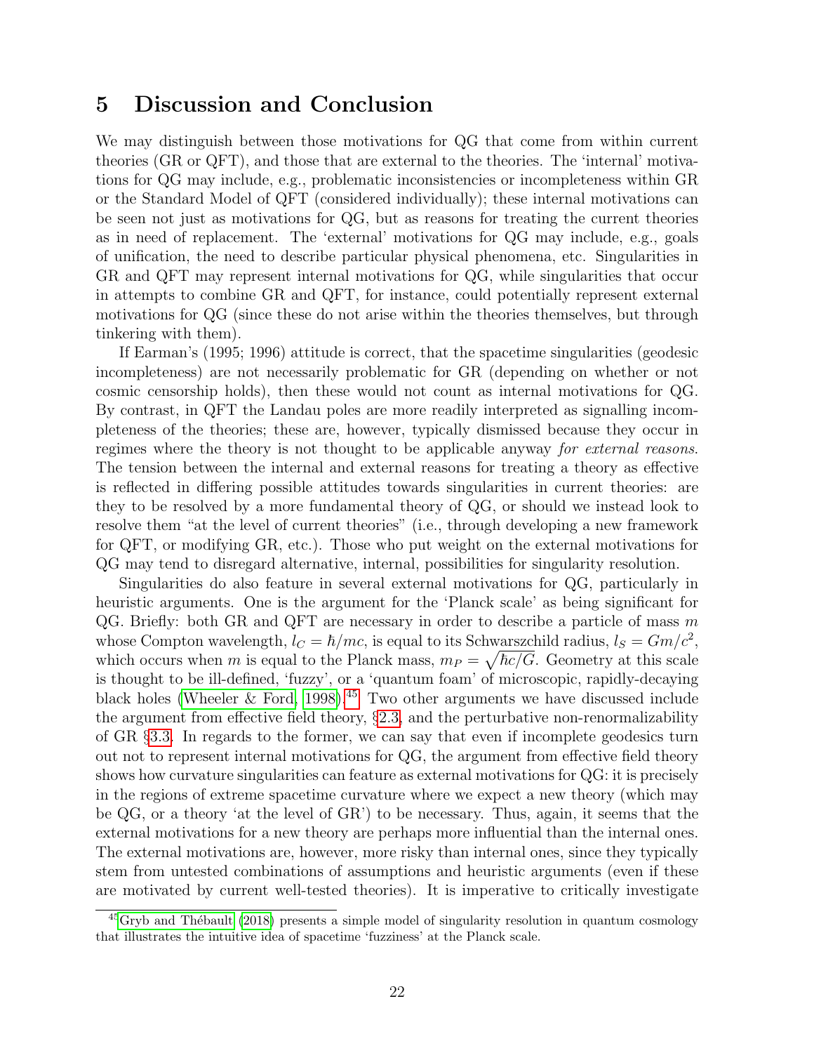## 5 Discussion and Conclusion

We may distinguish between those motivations for QG that come from within current theories (GR or QFT), and those that are external to the theories. The 'internal' motivations for QG may include, e.g., problematic inconsistencies or incompleteness within GR or the Standard Model of QFT (considered individually); these internal motivations can be seen not just as motivations for QG, but as reasons for treating the current theories as in need of replacement. The 'external' motivations for QG may include, e.g., goals of unification, the need to describe particular physical phenomena, etc. Singularities in GR and QFT may represent internal motivations for QG, while singularities that occur in attempts to combine GR and QFT, for instance, could potentially represent external motivations for QG (since these do not arise within the theories themselves, but through tinkering with them).

If Earman's (1995; 1996) attitude is correct, that the spacetime singularities (geodesic incompleteness) are not necessarily problematic for GR (depending on whether or not cosmic censorship holds), then these would not count as internal motivations for QG. By contrast, in QFT the Landau poles are more readily interpreted as signalling incompleteness of the theories; these are, however, typically dismissed because they occur in regimes where the theory is not thought to be applicable anyway *for external reasons*. The tension between the internal and external reasons for treating a theory as effective is reflected in differing possible attitudes towards singularities in current theories: are they to be resolved by a more fundamental theory of QG, or should we instead look to resolve them "at the level of current theories" (i.e., through developing a new framework for QFT, or modifying GR, etc.). Those who put weight on the external motivations for QG may tend to disregard alternative, internal, possibilities for singularity resolution.

Singularities do also feature in several external motivations for QG, particularly in heuristic arguments. One is the argument for the 'Planck scale' as being significant for QG. Briefly: both GR and QFT are necessary in order to describe a particle of mass $m$ whose Compton wavelength, $l_C = \hbar/mc$, is equal to its Schwarszchild radius, $l_S = Gm/c^2$, which occurs when $m$ is equal to the Planck mass, $m_P = \sqrt{\hbar c/G}$. Geometry at this scale is thought to be ill-defined, 'fuzzy', or a 'quantum foam' of microscopic, rapidly-decaying black holes (Wheeler & Ford, 1998).[45] Two other arguments we have discussed include the argument from effective field theory, §2.3, and the perturbative non-renormalizability of GR §3.3. In regards to the former, we can say that even if incomplete geodesics turn out not to represent internal motivations for QG, the argument from effective field theory shows how curvature singularities can feature as external motivations for QG: it is precisely in the regions of extreme spacetime curvature where we expect a new theory (which may be QG, or a theory 'at the level of GR') to be necessary. Thus, again, it seems that the external motivations for a new theory are perhaps more influential than the internal ones. The external motivations are, however, more risky than internal ones, since they typically stem from untested combinations of assumptions and heuristic arguments (even if these are motivated by current well-tested theories). It is imperative to critically investigate

[45] Gryb and Thébault (2018) presents a simple model of singularity resolution in quantum cosmology that illustrates the intuitive idea of spacetime 'fuzziness' at the Planck scale.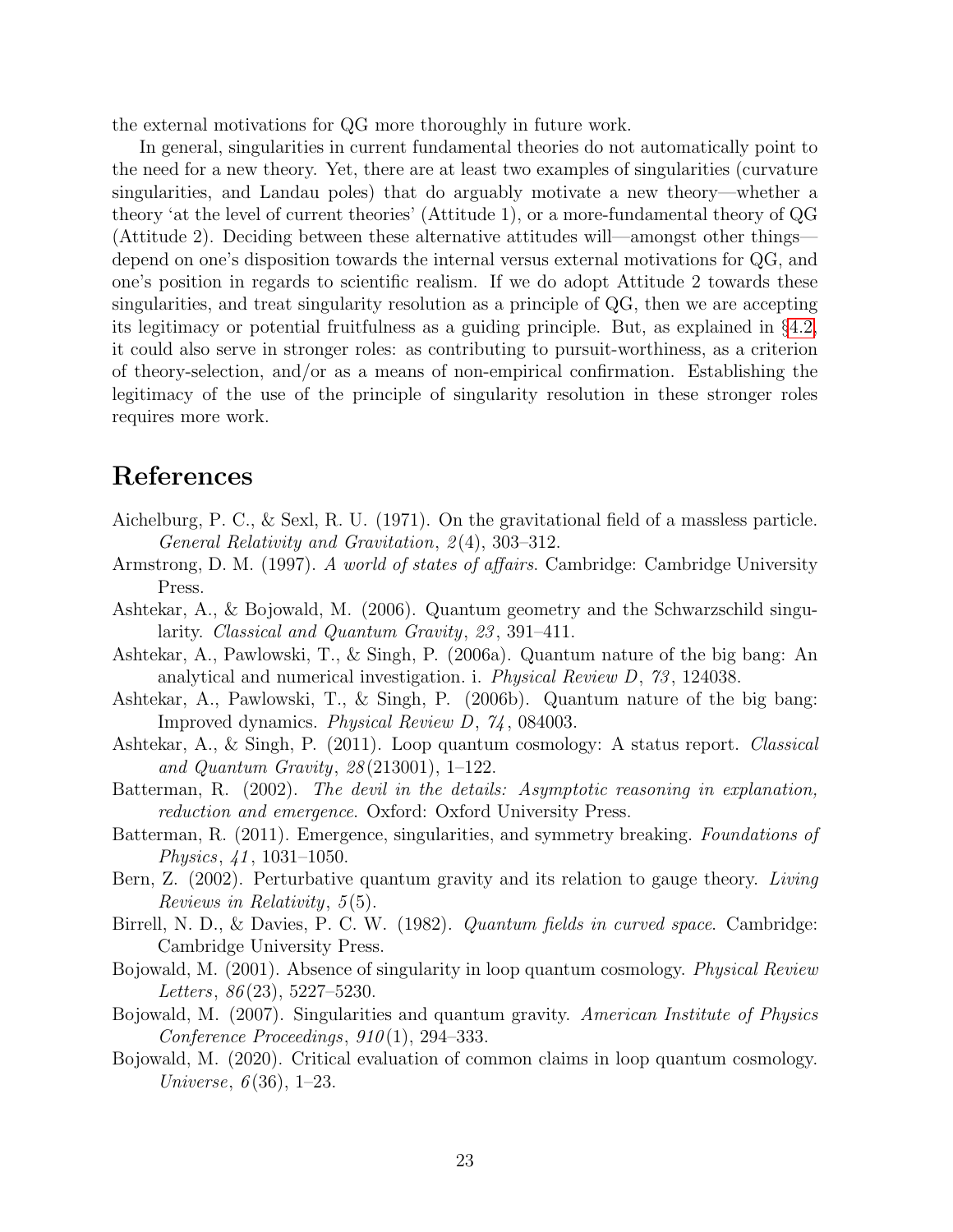the external motivations for QG more thoroughly in future work.

In general, singularities in current fundamental theories do not automatically point to the need for a new theory. Yet, there are at least two examples of singularities (curvature singularities, and Landau poles) that do arguably motivate a new theory—whether a theory 'at the level of current theories' (Attitude 1), or a more-fundamental theory of QG (Attitude 2). Deciding between these alternative attitudes will—amongst other things—depend on one's disposition towards the internal versus external motivations for QG, and one's position in regards to scientific realism. If we do adopt Attitude 2 towards these singularities, and treat singularity resolution as a principle of QG, then we are accepting its legitimacy or potential fruitfulness as a guiding principle. But, as explained in §4.2, it could also serve in stronger roles: as contributing to pursuit-worthiness, as a criterion of theory-selection, and/or as a means of non-empirical confirmation. Establishing the legitimacy of the use of the principle of singularity resolution in these stronger roles requires more work.

# References

Aichelburg, P. C., & Sexl, R. U. (1971). On the gravitational field of a massless particle. *General Relativity and Gravitation*, *2*(4), 303–312.

Armstrong, D. M. (1997). *A world of states of affairs*. Cambridge: Cambridge University Press.

Ashtekar, A., & Bojowald, M. (2006). Quantum geometry and the Schwarzschild singularity. *Classical and Quantum Gravity*, *23*, 391–411.

Ashtekar, A., Pawlowski, T., & Singh, P. (2006a). Quantum nature of the big bang: An analytical and numerical investigation. i. *Physical Review D*, *73*, 124038.

Ashtekar, A., Pawlowski, T., & Singh, P. (2006b). Quantum nature of the big bang: Improved dynamics. *Physical Review D*, *74*, 084003.

Ashtekar, A., & Singh, P. (2011). Loop quantum cosmology: A status report. *Classical and Quantum Gravity*, *28*(213001), 1–122.

Batterman, R. (2002). *The devil in the details: Asymptotic reasoning in explanation, reduction and emergence*. Oxford: Oxford University Press.

Batterman, R. (2011). Emergence, singularities, and symmetry breaking. *Foundations of Physics*, *41*, 1031–1050.

Bern, Z. (2002). Perturbative quantum gravity and its relation to gauge theory. *Living Reviews in Relativity*, *5*(5).

Birrell, N. D., & Davies, P. C. W. (1982). *Quantum fields in curved space*. Cambridge: Cambridge University Press.

Bojowald, M. (2001). Absence of singularity in loop quantum cosmology. *Physical Review Letters*, *86*(23), 5227–5230.

Bojowald, M. (2007). Singularities and quantum gravity. *American Institute of Physics Conference Proceedings*, *910*(1), 294–333.

Bojowald, M. (2020). Critical evaluation of common claims in loop quantum cosmology. *Universe*, *6*(36), 1–23.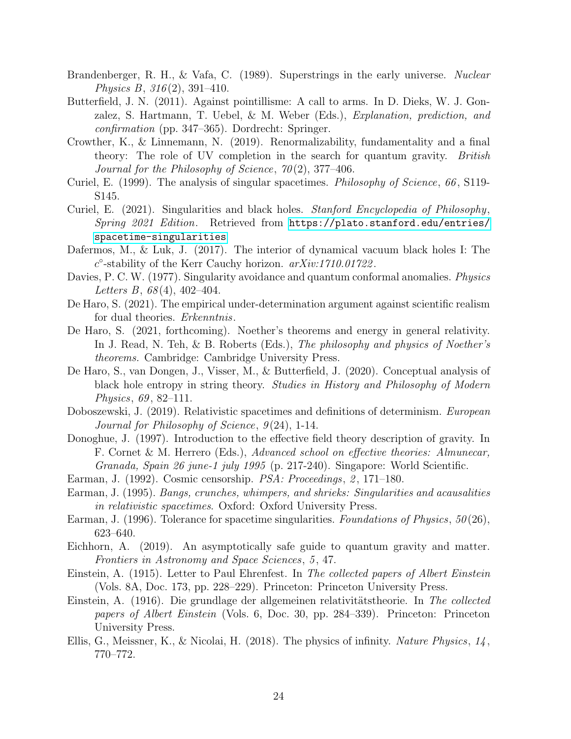Brandenberger, R. H., & Vafa, C. (1989). Superstrings in the early universe. *Nuclear Physics B*, *316*(2), 391–410.

Butterfield, J. N. (2011). Against pointillisme: A call to arms. In D. Dieks, W. J. Gonzalez, S. Hartmann, T. Uebel, & M. Weber (Eds.), *Explanation, prediction, and confirmation* (pp. 347–365). Dordrecht: Springer.

Crowther, K., & Linnemann, N. (2019). Renormalizability, fundamentality and a final theory: The role of UV completion in the search for quantum gravity. *British Journal for the Philosophy of Science*, *70*(2), 377–406.

Curiel, E. (1999). The analysis of singular spacetimes. *Philosophy of Science*, *66*, S119-S145.

Curiel, E. (2021). Singularities and black holes. *Stanford Encyclopedia of Philosophy, Spring 2021 Edition*. Retrieved from https://plato.stanford.edu/entries/spacetime-singularities

Dafermos, M., & Luk, J. (2017). The interior of dynamical vacuum black holes I: The $c^{\circ}$-stability of the Kerr Cauchy horizon. *arXiv:1710.01722*.

Davies, P. C. W. (1977). Singularity avoidance and quantum conformal anomalies. *Physics Letters B*, *68*(4), 402–404.

De Haro, S. (2021). The empirical under-determination argument against scientific realism for dual theories. *Erkenntnis*.

De Haro, S. (2021, forthcoming). Noether's theorems and energy in general relativity. In J. Read, N. Teh, & B. Roberts (Eds.), *The philosophy and physics of Noether's theorems.* Cambridge: Cambridge University Press.

De Haro, S., van Dongen, J., Visser, M., & Butterfield, J. (2020). Conceptual analysis of black hole entropy in string theory. *Studies in History and Philosophy of Modern Physics*, *69*, 82–111.

Doboszewski, J. (2019). Relativistic spacetimes and definitions of determinism. *European Journal for Philosophy of Science*, *9*(24), 1-14.

Donoghue, J. (1997). Introduction to the effective field theory description of gravity. In F. Cornet & M. Herrero (Eds.), *Advanced school on effective theories: Almunecar, Granada, Spain 26 june-1 july 1995* (p. 217-240). Singapore: World Scientific.

Earman, J. (1992). Cosmic censorship. *PSA: Proceedings*, *2*, 171–180.

Earman, J. (1995). *Bangs, crunches, whimpers, and shrieks: Singularities and acausalities in relativistic spacetimes*. Oxford: Oxford University Press.

Earman, J. (1996). Tolerance for spacetime singularities. *Foundations of Physics*, *50*(26), 623–640.

Eichhorn, A. (2019). An asymptotically safe guide to quantum gravity and matter. *Frontiers in Astronomy and Space Sciences*, *5*, 47.

Einstein, A. (1915). Letter to Paul Ehrenfest. In *The collected papers of Albert Einstein* (Vols. 8A, Doc. 173, pp. 228–229). Princeton: Princeton University Press.

Einstein, A. (1916). Die grundlage der allgemeinen relativitätstheorie. In *The collected papers of Albert Einstein* (Vols. 6, Doc. 30, pp. 284–339). Princeton: Princeton University Press.

Ellis, G., Meissner, K., & Nicolai, H. (2018). The physics of infinity. *Nature Physics*, *14*, 770–772.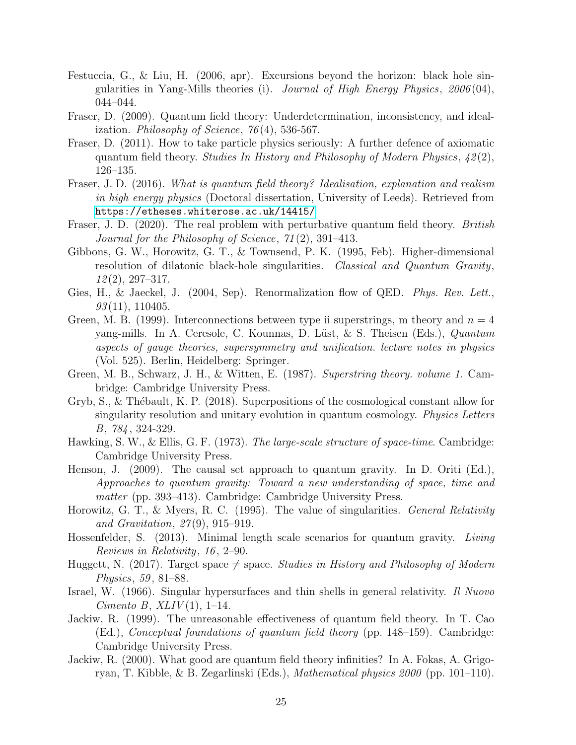Festuccia, G., & Liu, H. (2006, apr). Excursions beyond the horizon: black hole singularities in Yang-Mills theories (i). *Journal of High Energy Physics*, *2006*(04), 044–044.

Fraser, D. (2009). Quantum field theory: Underdetermination, inconsistency, and idealization. *Philosophy of Science*, *76*(4), 536-567.

Fraser, D. (2011). How to take particle physics seriously: A further defence of axiomatic quantum field theory. *Studies In History and Philosophy of Modern Physics*, *42*(2), 126–135.

Fraser, J. D. (2016). *What is quantum field theory? Idealisation, explanation and realism in high energy physics* (Doctoral dissertation, University of Leeds). Retrieved from https://etheses.whiterose.ac.uk/14415/

Fraser, J. D. (2020). The real problem with perturbative quantum field theory. *British Journal for the Philosophy of Science*, *71*(2), 391–413.

Gibbons, G. W., Horowitz, G. T., & Townsend, P. K. (1995, Feb). Higher-dimensional resolution of dilatonic black-hole singularities. *Classical and Quantum Gravity*, *12*(2), 297–317.

Gies, H., & Jaeckel, J. (2004, Sep). Renormalization flow of QED. *Phys. Rev. Lett.*, *93*(11), 110405.

Green, M. B. (1999). Interconnections between type ii superstrings, m theory and $n = 4$ yang-mills. In A. Ceresole, C. Kounnas, D. Lüst, & S. Theisen (Eds.), *Quantum aspects of gauge theories, supersymmetry and unification. lecture notes in physics* (Vol. 525). Berlin, Heidelberg: Springer.

Green, M. B., Schwarz, J. H., & Witten, E. (1987). *Superstring theory. volume 1*. Cambridge: Cambridge University Press.

Gryb, S., & Thébault, K. P. (2018). Superpositions of the cosmological constant allow for singularity resolution and unitary evolution in quantum cosmology. *Physics Letters B*, *784*, 324-329.

Hawking, S. W., & Ellis, G. F. (1973). *The large-scale structure of space-time*. Cambridge: Cambridge University Press.

Henson, J. (2009). The causal set approach to quantum gravity. In D. Oriti (Ed.), *Approaches to quantum gravity: Toward a new understanding of space, time and matter* (pp. 393–413). Cambridge: Cambridge University Press.

Horowitz, G. T., & Myers, R. C. (1995). The value of singularities. *General Relativity and Gravitation*, *27*(9), 915–919.

Hossenfelder, S. (2013). Minimal length scale scenarios for quantum gravity. *Living Reviews in Relativity*, *16*, 2–90.

Huggett, N. (2017). Target space $\neq$ space. *Studies in History and Philosophy of Modern Physics*, *59*, 81–88.

Israel, W. (1966). Singular hypersurfaces and thin shells in general relativity. *Il Nuovo Cimento B*, *XLIV*(1), 1–14.

Jackiw, R. (1999). The unreasonable effectiveness of quantum field theory. In T. Cao (Ed.), *Conceptual foundations of quantum field theory* (pp. 148–159). Cambridge: Cambridge University Press.

Jackiw, R. (2000). What good are quantum field theory infinities? In A. Fokas, A. Grigoryan, T. Kibble, & B. Zegarlinski (Eds.), *Mathematical physics 2000* (pp. 101–110).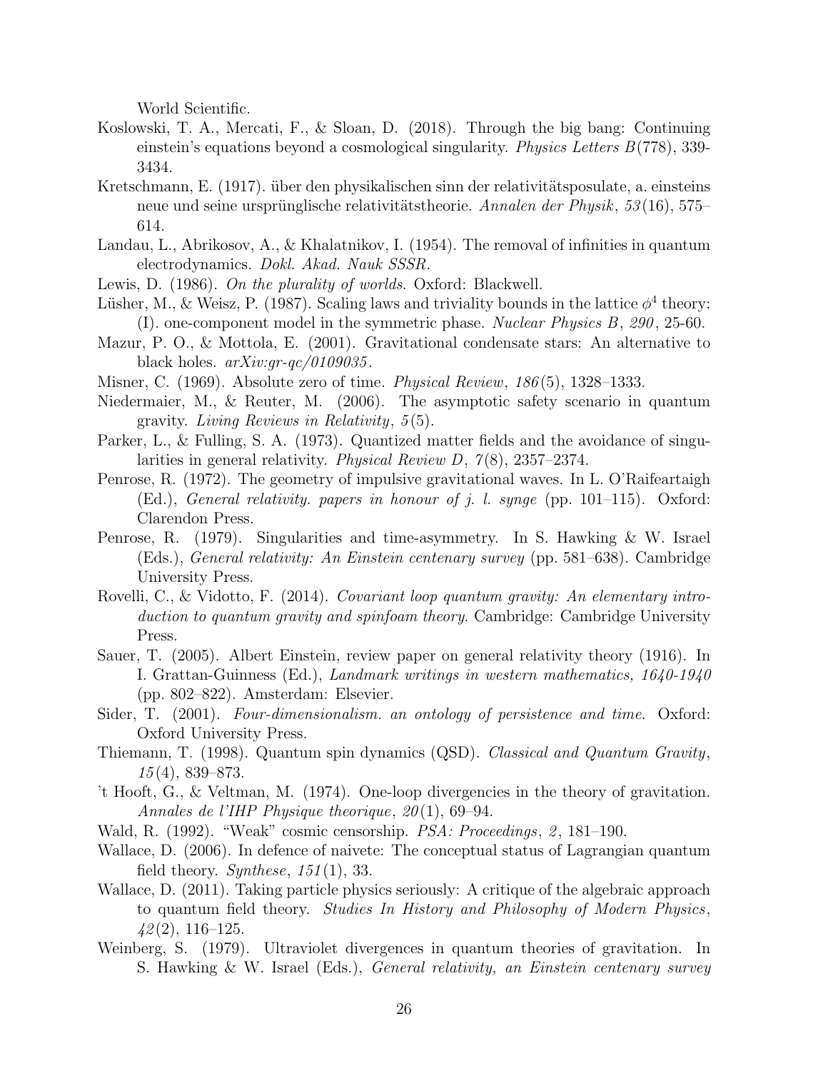World Scientific.

Koslowski, T. A., Mercati, F., & Sloan, D. (2018). Through the big bang: Continuing einstein's equations beyond a cosmological singularity. *Physics Letters B*(778), 339-3434.

Kretschmann, E. (1917). über den physikalischen sinn der relativitätsposulate, a. einsteins neue und seine ursprünglische relativitätstheorie. *Annalen der Physik*, *53*(16), 575–614.

Landau, L., Abrikosov, A., & Khalatnikov, I. (1954). The removal of infinities in quantum electrodynamics. *Dokl. Akad. Nauk SSSR*.

Lewis, D. (1986). *On the plurality of worlds.* Oxford: Blackwell.

Lüsher, M., & Weisz, P. (1987). Scaling laws and triviality bounds in the lattice $\phi^4$ theory: (I). one-component model in the symmetric phase. *Nuclear Physics B*, *290*, 25-60.

Mazur, P. O., & Mottola, E. (2001). Gravitational condensate stars: An alternative to black holes. *arXiv:gr-qc/0109035*.

Misner, C. (1969). Absolute zero of time. *Physical Review*, *186*(5), 1328–1333.

Niedermaier, M., & Reuter, M. (2006). The asymptotic safety scenario in quantum gravity. *Living Reviews in Relativity*, *5*(5).

Parker, L., & Fulling, S. A. (1973). Quantized matter fields and the avoidance of singularities in general relativity. *Physical Review D*, *7*(8), 2357–2374.

Penrose, R. (1972). The geometry of impulsive gravitational waves. In L. O'Raifeartaigh (Ed.), *General relativity. papers in honour of j. l. synge* (pp. 101–115). Oxford: Clarendon Press.

Penrose, R. (1979). Singularities and time-asymmetry. In S. Hawking & W. Israel (Eds.), *General relativity: An Einstein centenary survey* (pp. 581–638). Cambridge University Press.

Rovelli, C., & Vidotto, F. (2014). *Covariant loop quantum gravity: An elementary introduction to quantum gravity and spinfoam theory.* Cambridge: Cambridge University Press.

Sauer, T. (2005). Albert Einstein, review paper on general relativity theory (1916). In I. Grattan-Guinness (Ed.), *Landmark writings in western mathematics, 1640-1940* (pp. 802–822). Amsterdam: Elsevier.

Sider, T. (2001). *Four-dimensionalism. an ontology of persistence and time.* Oxford: Oxford University Press.

Thiemann, T. (1998). Quantum spin dynamics (QSD). *Classical and Quantum Gravity*, *15*(4), 839–873.

't Hooft, G., & Veltman, M. (1974). One-loop divergencies in the theory of gravitation. *Annales de l'IHP Physique theorique*, *20*(1), 69–94.

Wald, R. (1992). "Weak" cosmic censorship. *PSA: Proceedings*, *2*, 181–190.

Wallace, D. (2006). In defence of naivete: The conceptual status of Lagrangian quantum field theory. *Synthese*, *151*(1), 33.

Wallace, D. (2011). Taking particle physics seriously: A critique of the algebraic approach to quantum field theory. *Studies In History and Philosophy of Modern Physics*, *42*(2), 116–125.

Weinberg, S. (1979). Ultraviolet divergences in quantum theories of gravitation. In S. Hawking & W. Israel (Eds.), *General relativity, an Einstein centenary survey*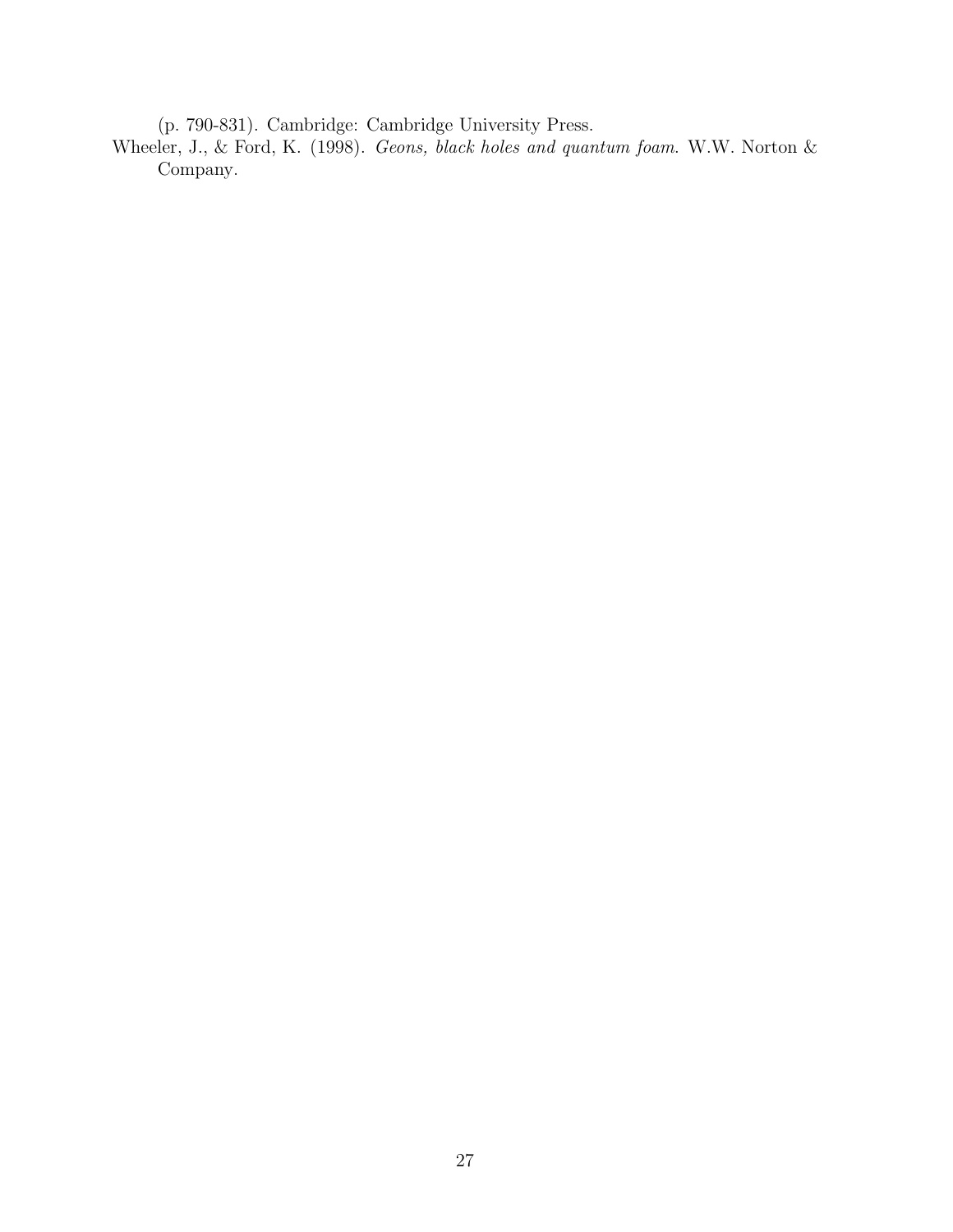(p. 790-831). Cambridge: Cambridge University Press.

Wheeler, J., & Ford, K. (1998). *Geons, black holes and quantum foam.* W.W. Norton & Company.